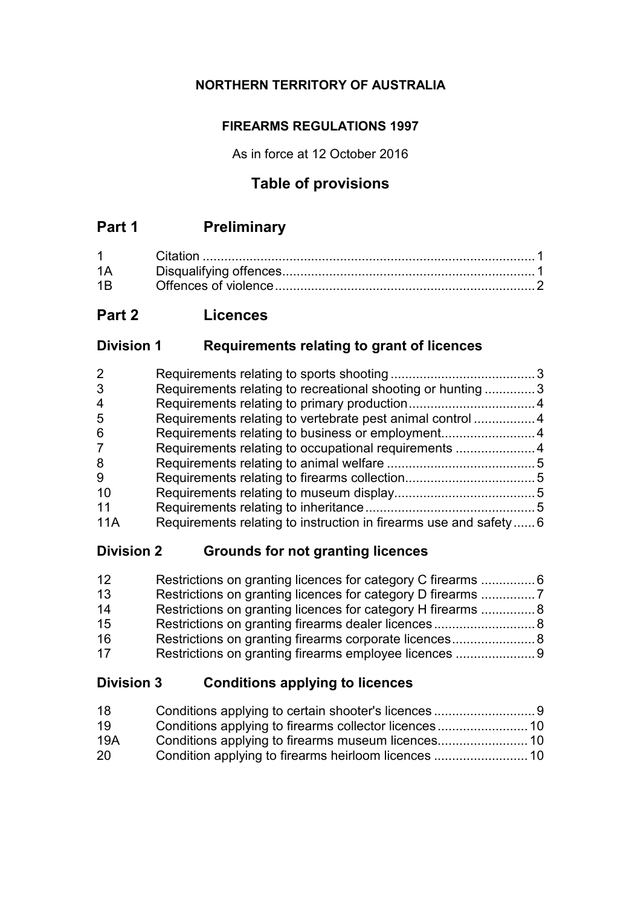**NORTHERN TERRITORY OF AUSTRALIA**

**FIREARMS REGULATIONS 1997**

As in force at 12 October 2016

## Table of provisions

## Part 1 Preliminary

| | | |
|---|---|---|
| 1 | Citation | 1 |
| 1A | Disqualifying offences | 1 |
| 1B | Offences of violence | 2 |

## Part 2 Licences

### Division 1 Requirements relating to grant of licences

| | | |
|---|---|---|
| 2 | Requirements relating to sports shooting | 3 |
| 3 | Requirements relating to recreational shooting or hunting | 3 |
| 4 | Requirements relating to primary production | 4 |
| 5 | Requirements relating to vertebrate pest animal control | 4 |
| 6 | Requirements relating to business or employment | 4 |
| 7 | Requirements relating to occupational requirements | 4 |
| 8 | Requirements relating to animal welfare | 5 |
| 9 | Requirements relating to firearms collection | 5 |
| 10 | Requirements relating to museum display | 5 |
| 11 | Requirements relating to inheritance | 5 |
| 11A | Requirements relating to instruction in firearms use and safety | 6 |

### Division 2 Grounds for not granting licences

| | | |
|---|---|---|
| 12 | Restrictions on granting licences for category C firearms | 6 |
| 13 | Restrictions on granting licences for category D firearms | 7 |
| 14 | Restrictions on granting licences for category H firearms | 8 |
| 15 | Restrictions on granting firearms dealer licences | 8 |
| 16 | Restrictions on granting firearms corporate licences | 8 |
| 17 | Restrictions on granting firearms employee licences | 9 |

### Division 3 Conditions applying to licences

| | | |
|---|---|---|
| 18 | Conditions applying to certain shooter's licences | 9 |
| 19 | Conditions applying to firearms collector licences | 10 |
| 19A | Conditions applying to firearms museum licences | 10 |
| 20 | Condition applying to firearms heirloom licences | 10 |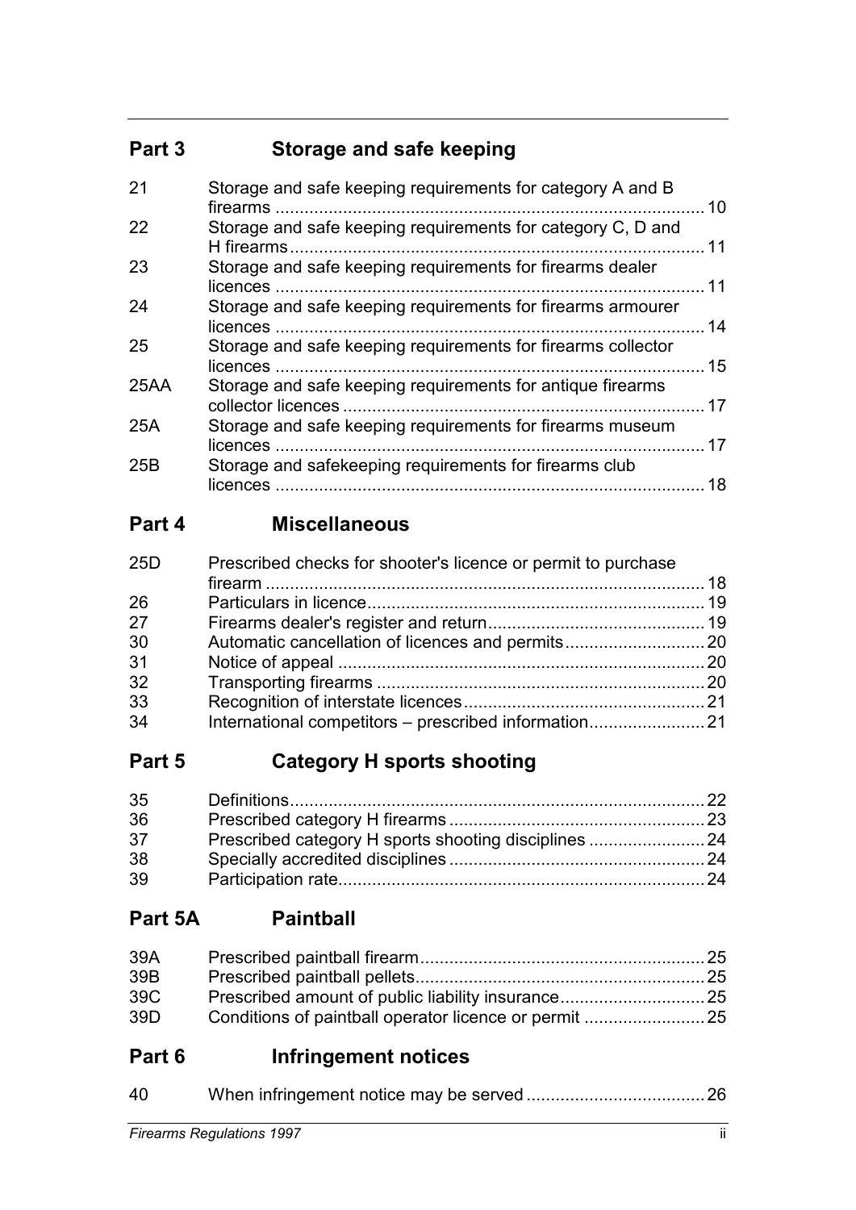## Part 3 Storage and safe keeping

| | | |
|---|---|---|
| 21 | Storage and safe keeping requirements for category A and B firearms | 10 |
| 22 | Storage and safe keeping requirements for category C, D and H firearms | 11 |
| 23 | Storage and safe keeping requirements for firearms dealer licences | 11 |
| 24 | Storage and safe keeping requirements for firearms armourer licences | 14 |
| 25 | Storage and safe keeping requirements for firearms collector licences | 15 |
| 25AA | Storage and safe keeping requirements for antique firearms collector licences | 17 |
| 25A | Storage and safe keeping requirements for firearms museum licences | 17 |
| 25B | Storage and safekeeping requirements for firearms club licences | 18 |

## Part 4 Miscellaneous

| | | |
|---|---|---|
| 25D | Prescribed checks for shooter's licence or permit to purchase firearm | 18 |
| 26 | Particulars in licence | 19 |
| 27 | Firearms dealer's register and return | 19 |
| 30 | Automatic cancellation of licences and permits | 20 |
| 31 | Notice of appeal | 20 |
| 32 | Transporting firearms | 20 |
| 33 | Recognition of interstate licences | 21 |
| 34 | International competitors – prescribed information | 21 |

## Part 5 Category H sports shooting

| | | |
|---|---|---|
| 35 | Definitions | 22 |
| 36 | Prescribed category H firearms | 23 |
| 37 | Prescribed category H sports shooting disciplines | 24 |
| 38 | Specially accredited disciplines | 24 |
| 39 | Participation rate | 24 |

## Part 5A Paintball

| | | |
|---|---|---|
| 39A | Prescribed paintball firearm | 25 |
| 39B | Prescribed paintball pellets | 25 |
| 39C | Prescribed amount of public liability insurance | 25 |
| 39D | Conditions of paintball operator licence or permit | 25 |

## Part 6 Infringement notices

| | | |
|---|---|---|
| 40 | When infringement notice may be served | 26 |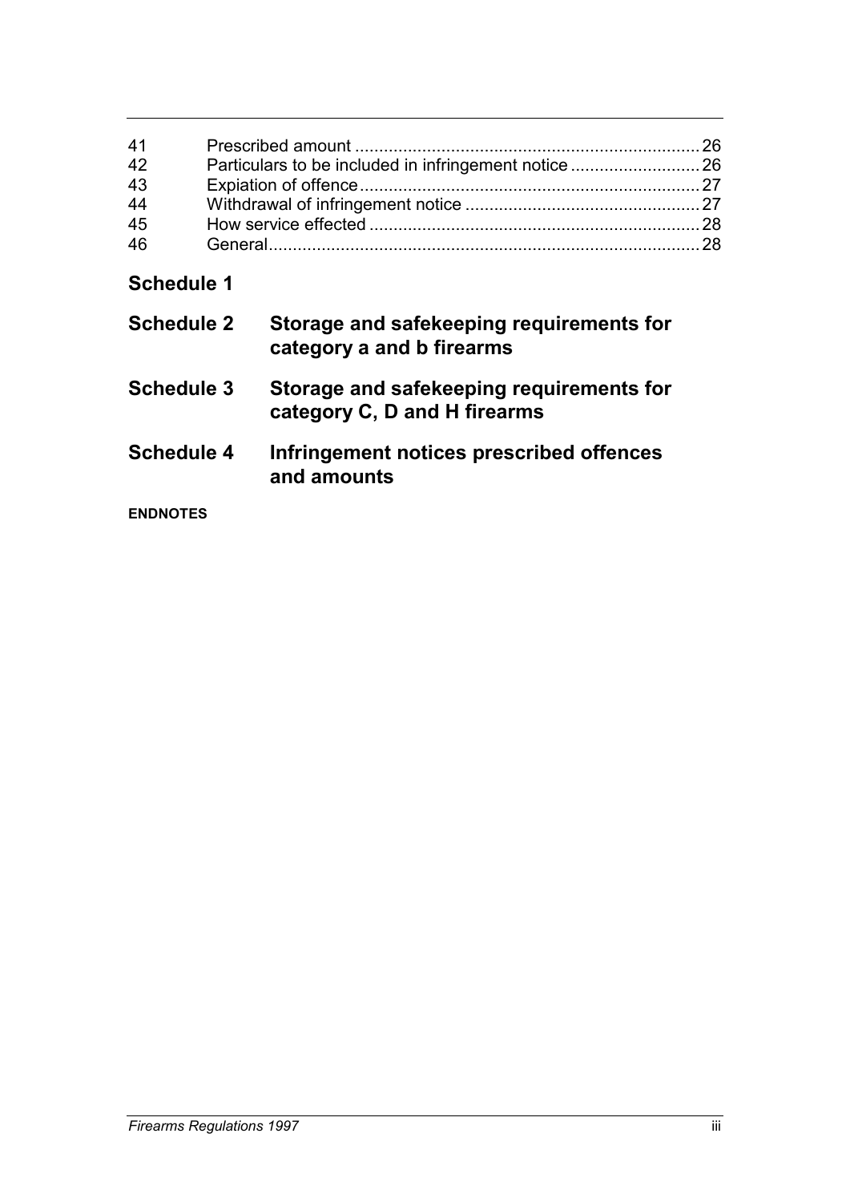| | | |
|---|---|---|
| 41 | Prescribed amount | 26 |
| 42 | Particulars to be included in infringement notice | 26 |
| 43 | Expiation of offence | 27 |
| 44 | Withdrawal of infringement notice | 27 |
| 45 | How service effected | 28 |
| 46 | General | 28 |

**Schedule 1**

**Schedule 2 Storage and safekeeping requirements for category a and b firearms**

**Schedule 3 Storage and safekeeping requirements for category C, D and H firearms**

**Schedule 4 Infringement notices prescribed offences and amounts**

**ENDNOTES**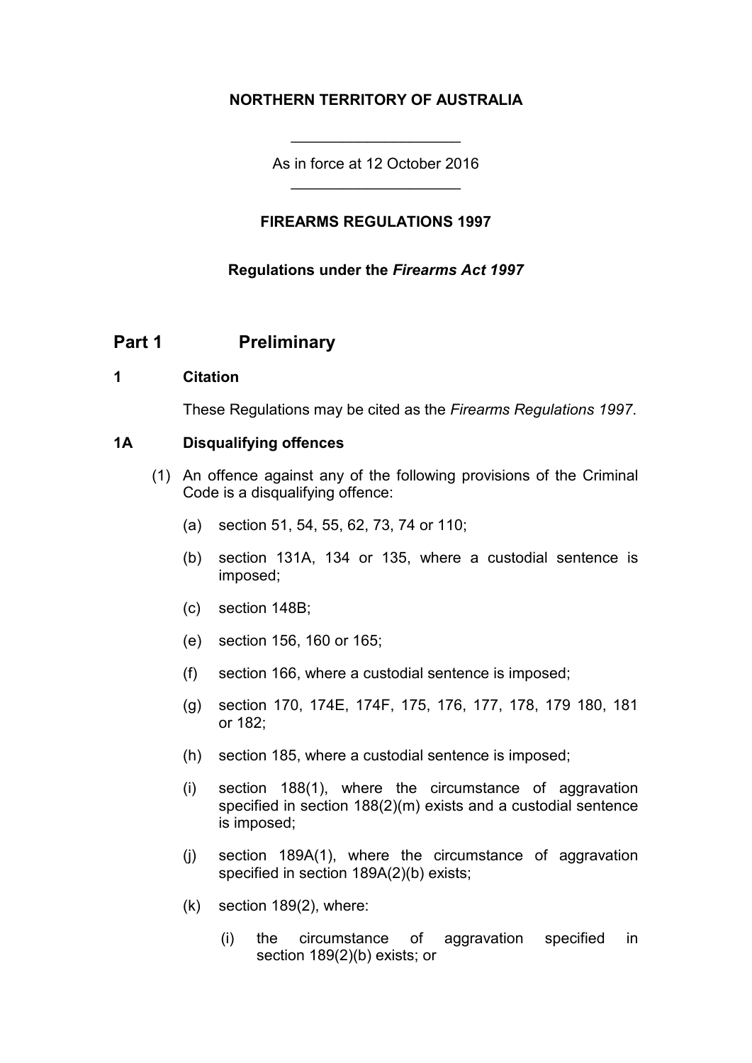**NORTHERN TERRITORY OF AUSTRALIA**

As in force at 12 October 2016

**FIREARMS REGULATIONS 1997**

**Regulations under the *Firearms Act 1997***

## Part 1 Preliminary

### 1 Citation

These Regulations may be cited as the *Firearms Regulations 1997*.

### 1A Disqualifying offences

(1) An offence against any of the following provisions of the Criminal Code is a disqualifying offence:

(a) section 51, 54, 55, 62, 73, 74 or 110;

(b) section 131A, 134 or 135, where a custodial sentence is imposed;

(c) section 148B;

(e) section 156, 160 or 165;

(f) section 166, where a custodial sentence is imposed;

(g) section 170, 174E, 174F, 175, 176, 177, 178, 179 180, 181 or 182;

(h) section 185, where a custodial sentence is imposed;

(i) section 188(1), where the circumstance of aggravation specified in section 188(2)(m) exists and a custodial sentence is imposed;

(j) section 189A(1), where the circumstance of aggravation specified in section 189A(2)(b) exists;

(k) section 189(2), where:

(i) the circumstance of aggravation specified in section 189(2)(b) exists; or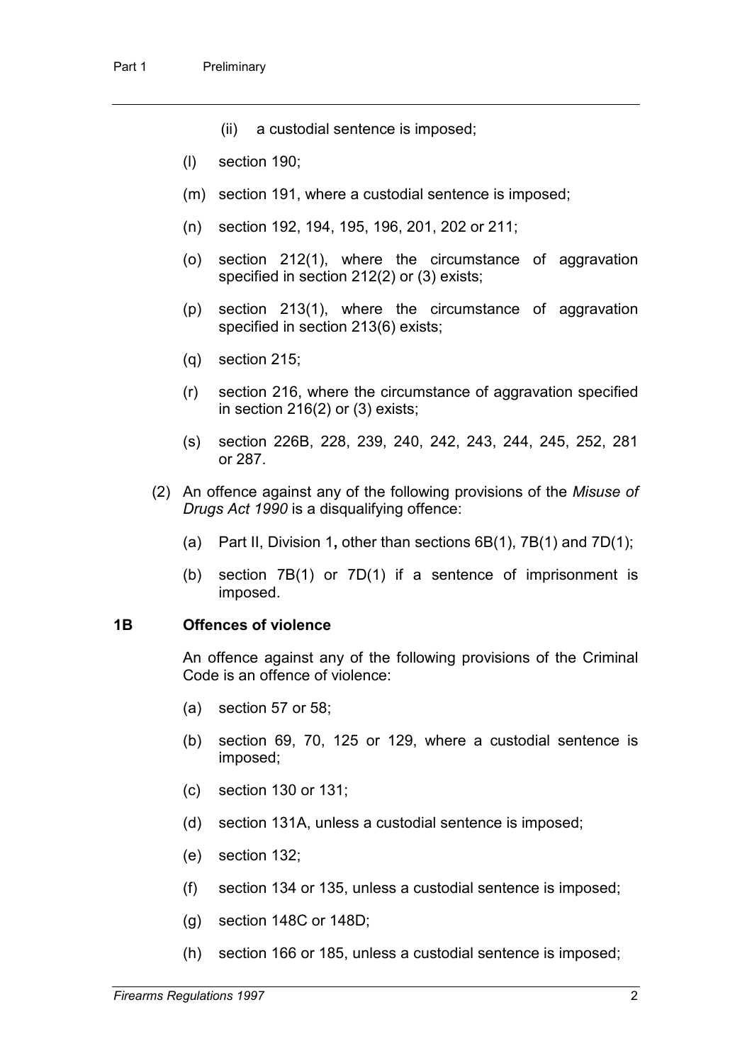(ii) a custodial sentence is imposed;

(l) section 190;

(m) section 191, where a custodial sentence is imposed;

(n) section 192, 194, 195, 196, 201, 202 or 211;

(o) section 212(1), where the circumstance of aggravation specified in section 212(2) or (3) exists;

(p) section 213(1), where the circumstance of aggravation specified in section 213(6) exists;

(q) section 215;

(r) section 216, where the circumstance of aggravation specified in section 216(2) or (3) exists;

(s) section 226B, 228, 239, 240, 242, 243, 244, 245, 252, 281 or 287.

(2) An offence against any of the following provisions of the *Misuse of Drugs Act 1990* is a disqualifying offence:

(a) Part II, Division 1**,** other than sections 6B(1), 7B(1) and 7D(1);

(b) section 7B(1) or 7D(1) if a sentence of imprisonment is imposed.

### 1B Offences of violence

An offence against any of the following provisions of the Criminal Code is an offence of violence:

(a) section 57 or 58;

(b) section 69, 70, 125 or 129, where a custodial sentence is imposed;

(c) section 130 or 131;

(d) section 131A, unless a custodial sentence is imposed;

(e) section 132;

(f) section 134 or 135, unless a custodial sentence is imposed;

(g) section 148C or 148D;

(h) section 166 or 185, unless a custodial sentence is imposed;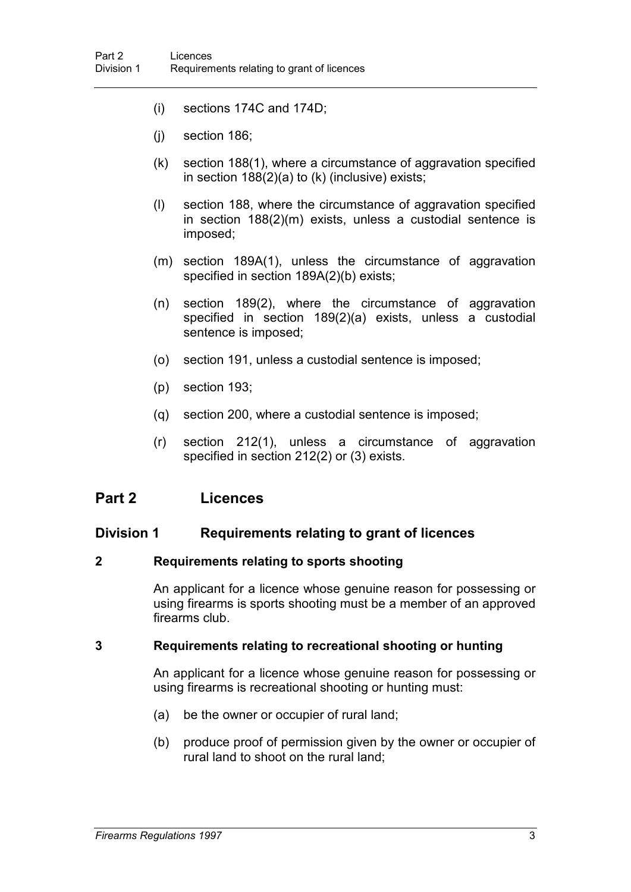- (i) sections 174C and 174D;
- (j) section 186;
- (k) section 188(1), where a circumstance of aggravation specified in section 188(2)(a) to (k) (inclusive) exists;
- (l) section 188, where the circumstance of aggravation specified in section 188(2)(m) exists, unless a custodial sentence is imposed;
- (m) section 189A(1), unless the circumstance of aggravation specified in section 189A(2)(b) exists;
- (n) section 189(2), where the circumstance of aggravation specified in section 189(2)(a) exists, unless a custodial sentence is imposed;
- (o) section 191, unless a custodial sentence is imposed;
- (p) section 193;
- (q) section 200, where a custodial sentence is imposed;
- (r) section 212(1), unless a circumstance of aggravation specified in section 212(2) or (3) exists.

# Part 2 Licences

## Division 1 Requirements relating to grant of licences

### 2 Requirements relating to sports shooting

An applicant for a licence whose genuine reason for possessing or using firearms is sports shooting must be a member of an approved firearms club.

### 3 Requirements relating to recreational shooting or hunting

An applicant for a licence whose genuine reason for possessing or using firearms is recreational shooting or hunting must:

- (a) be the owner or occupier of rural land;
- (b) produce proof of permission given by the owner or occupier of rural land to shoot on the rural land;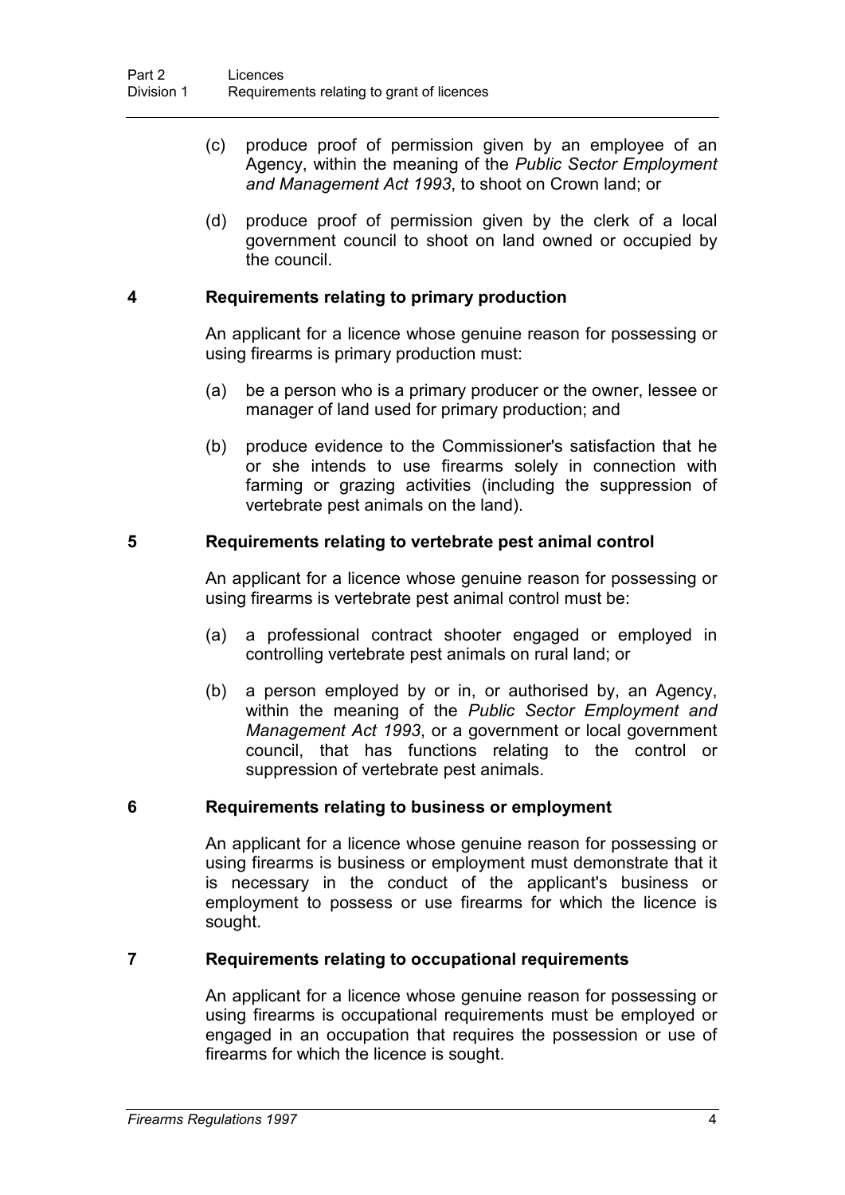(c) produce proof of permission given by an employee of an Agency, within the meaning of the *Public Sector Employment and Management Act 1993*, to shoot on Crown land; or

(d) produce proof of permission given by the clerk of a local government council to shoot on land owned or occupied by the council.

## 4 Requirements relating to primary production

An applicant for a licence whose genuine reason for possessing or using firearms is primary production must:

(a) be a person who is a primary producer or the owner, lessee or manager of land used for primary production; and

(b) produce evidence to the Commissioner's satisfaction that he or she intends to use firearms solely in connection with farming or grazing activities (including the suppression of vertebrate pest animals on the land).

## 5 Requirements relating to vertebrate pest animal control

An applicant for a licence whose genuine reason for possessing or using firearms is vertebrate pest animal control must be:

(a) a professional contract shooter engaged or employed in controlling vertebrate pest animals on rural land; or

(b) a person employed by or in, or authorised by, an Agency, within the meaning of the *Public Sector Employment and Management Act 1993*, or a government or local government council, that has functions relating to the control or suppression of vertebrate pest animals.

## 6 Requirements relating to business or employment

An applicant for a licence whose genuine reason for possessing or using firearms is business or employment must demonstrate that it is necessary in the conduct of the applicant's business or employment to possess or use firearms for which the licence is sought.

## 7 Requirements relating to occupational requirements

An applicant for a licence whose genuine reason for possessing or using firearms is occupational requirements must be employed or engaged in an occupation that requires the possession or use of firearms for which the licence is sought.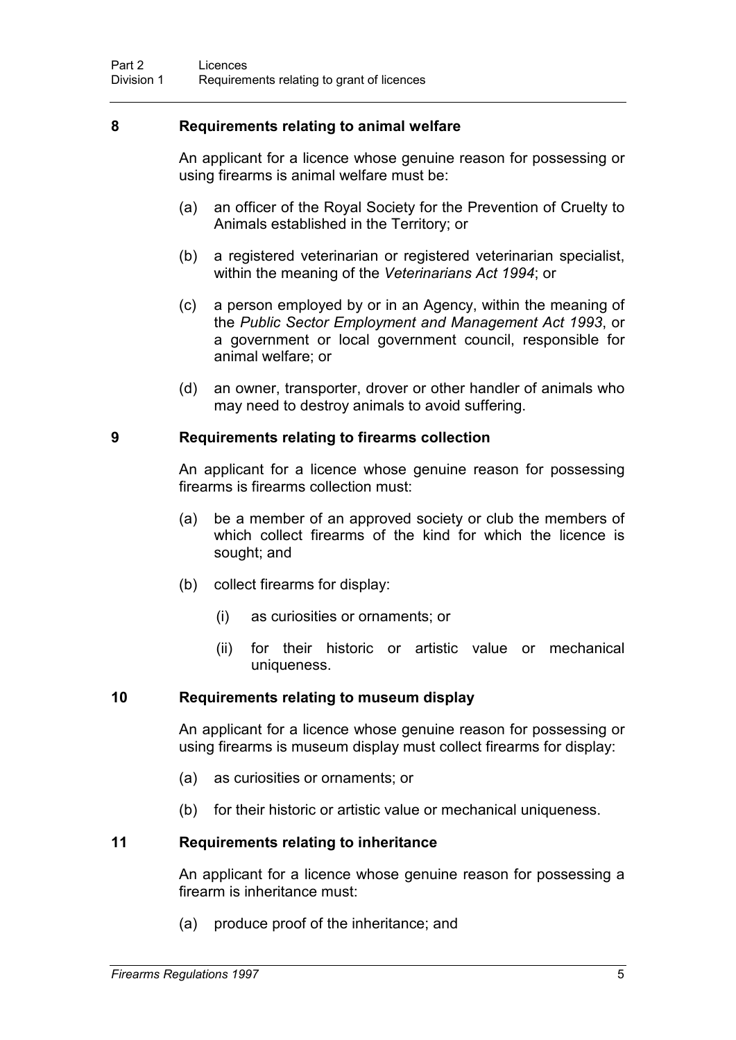### 8 Requirements relating to animal welfare

An applicant for a licence whose genuine reason for possessing or using firearms is animal welfare must be:

(a) an officer of the Royal Society for the Prevention of Cruelty to Animals established in the Territory; or

(b) a registered veterinarian or registered veterinarian specialist, within the meaning of the *Veterinarians Act 1994*; or

(c) a person employed by or in an Agency, within the meaning of the *Public Sector Employment and Management Act 1993*, or a government or local government council, responsible for animal welfare; or

(d) an owner, transporter, drover or other handler of animals who may need to destroy animals to avoid suffering.

### 9 Requirements relating to firearms collection

An applicant for a licence whose genuine reason for possessing firearms is firearms collection must:

(a) be a member of an approved society or club the members of which collect firearms of the kind for which the licence is sought; and

(b) collect firearms for display:

  (i) as curiosities or ornaments; or

  (ii) for their historic or artistic value or mechanical uniqueness.

### 10 Requirements relating to museum display

An applicant for a licence whose genuine reason for possessing or using firearms is museum display must collect firearms for display:

(a) as curiosities or ornaments; or

(b) for their historic or artistic value or mechanical uniqueness.

### 11 Requirements relating to inheritance

An applicant for a licence whose genuine reason for possessing a firearm is inheritance must:

(a) produce proof of the inheritance; and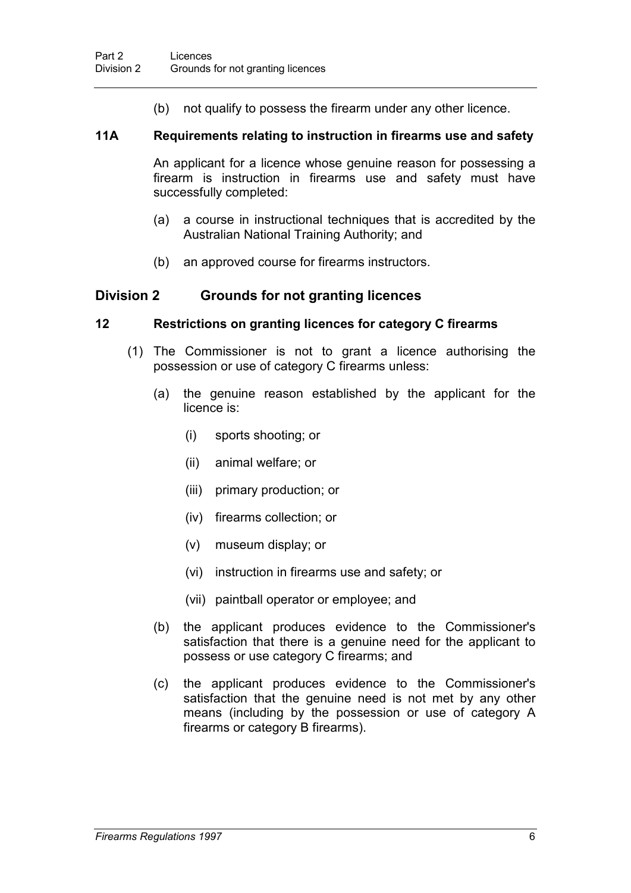(b) not qualify to possess the firearm under any other licence.

**11A Requirements relating to instruction in firearms use and safety**

An applicant for a licence whose genuine reason for possessing a firearm is instruction in firearms use and safety must have successfully completed:

(a) a course in instructional techniques that is accredited by the Australian National Training Authority; and

(b) an approved course for firearms instructors.

## Division 2 Grounds for not granting licences

**12 Restrictions on granting licences for category C firearms**

(1) The Commissioner is not to grant a licence authorising the possession or use of category C firearms unless:

(a) the genuine reason established by the applicant for the licence is:

(i) sports shooting; or

(ii) animal welfare; or

(iii) primary production; or

(iv) firearms collection; or

(v) museum display; or

(vi) instruction in firearms use and safety; or

(vii) paintball operator or employee; and

(b) the applicant produces evidence to the Commissioner's satisfaction that there is a genuine need for the applicant to possess or use category C firearms; and

(c) the applicant produces evidence to the Commissioner's satisfaction that the genuine need is not met by any other means (including by the possession or use of category A firearms or category B firearms).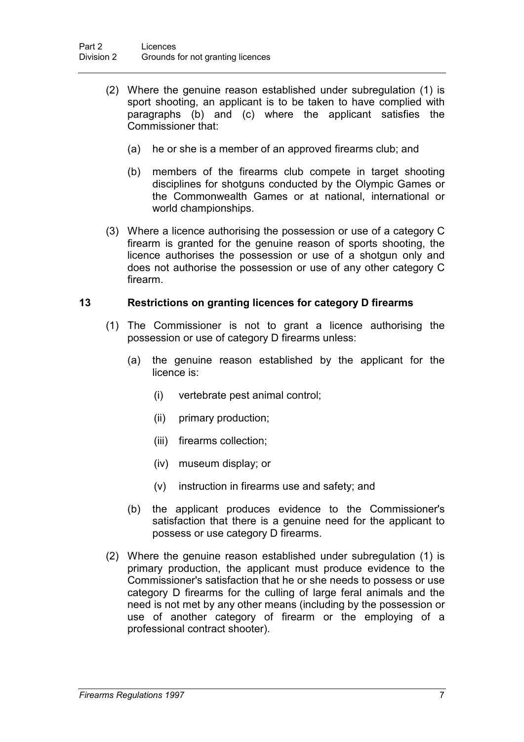(2) Where the genuine reason established under subregulation (1) is sport shooting, an applicant is to be taken to have complied with paragraphs (b) and (c) where the applicant satisfies the Commissioner that:

(a) he or she is a member of an approved firearms club; and

(b) members of the firearms club compete in target shooting disciplines for shotguns conducted by the Olympic Games or the Commonwealth Games or at national, international or world championships.

(3) Where a licence authorising the possession or use of a category C firearm is granted for the genuine reason of sports shooting, the licence authorises the possession or use of a shotgun only and does not authorise the possession or use of any other category C firearm.

### 13 Restrictions on granting licences for category D firearms

(1) The Commissioner is not to grant a licence authorising the possession or use of category D firearms unless:

(a) the genuine reason established by the applicant for the licence is:

(i) vertebrate pest animal control;

(ii) primary production;

(iii) firearms collection;

(iv) museum display; or

(v) instruction in firearms use and safety; and

(b) the applicant produces evidence to the Commissioner's satisfaction that there is a genuine need for the applicant to possess or use category D firearms.

(2) Where the genuine reason established under subregulation (1) is primary production, the applicant must produce evidence to the Commissioner's satisfaction that he or she needs to possess or use category D firearms for the culling of large feral animals and the need is not met by any other means (including by the possession or use of another category of firearm or the employing of a professional contract shooter).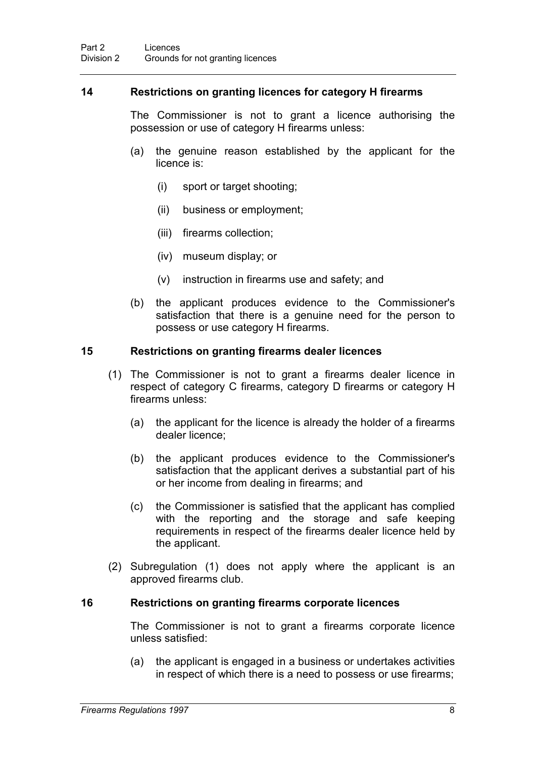### 14 Restrictions on granting licences for category H firearms

The Commissioner is not to grant a licence authorising the possession or use of category H firearms unless:

(a) the genuine reason established by the applicant for the licence is:

  (i) sport or target shooting;

  (ii) business or employment;

  (iii) firearms collection;

  (iv) museum display; or

  (v) instruction in firearms use and safety; and

(b) the applicant produces evidence to the Commissioner's satisfaction that there is a genuine need for the person to possess or use category H firearms.

### 15 Restrictions on granting firearms dealer licences

(1) The Commissioner is not to grant a firearms dealer licence in respect of category C firearms, category D firearms or category H firearms unless:

  (a) the applicant for the licence is already the holder of a firearms dealer licence;

  (b) the applicant produces evidence to the Commissioner's satisfaction that the applicant derives a substantial part of his or her income from dealing in firearms; and

  (c) the Commissioner is satisfied that the applicant has complied with the reporting and the storage and safe keeping requirements in respect of the firearms dealer licence held by the applicant.

(2) Subregulation (1) does not apply where the applicant is an approved firearms club.

### 16 Restrictions on granting firearms corporate licences

The Commissioner is not to grant a firearms corporate licence unless satisfied:

(a) the applicant is engaged in a business or undertakes activities in respect of which there is a need to possess or use firearms;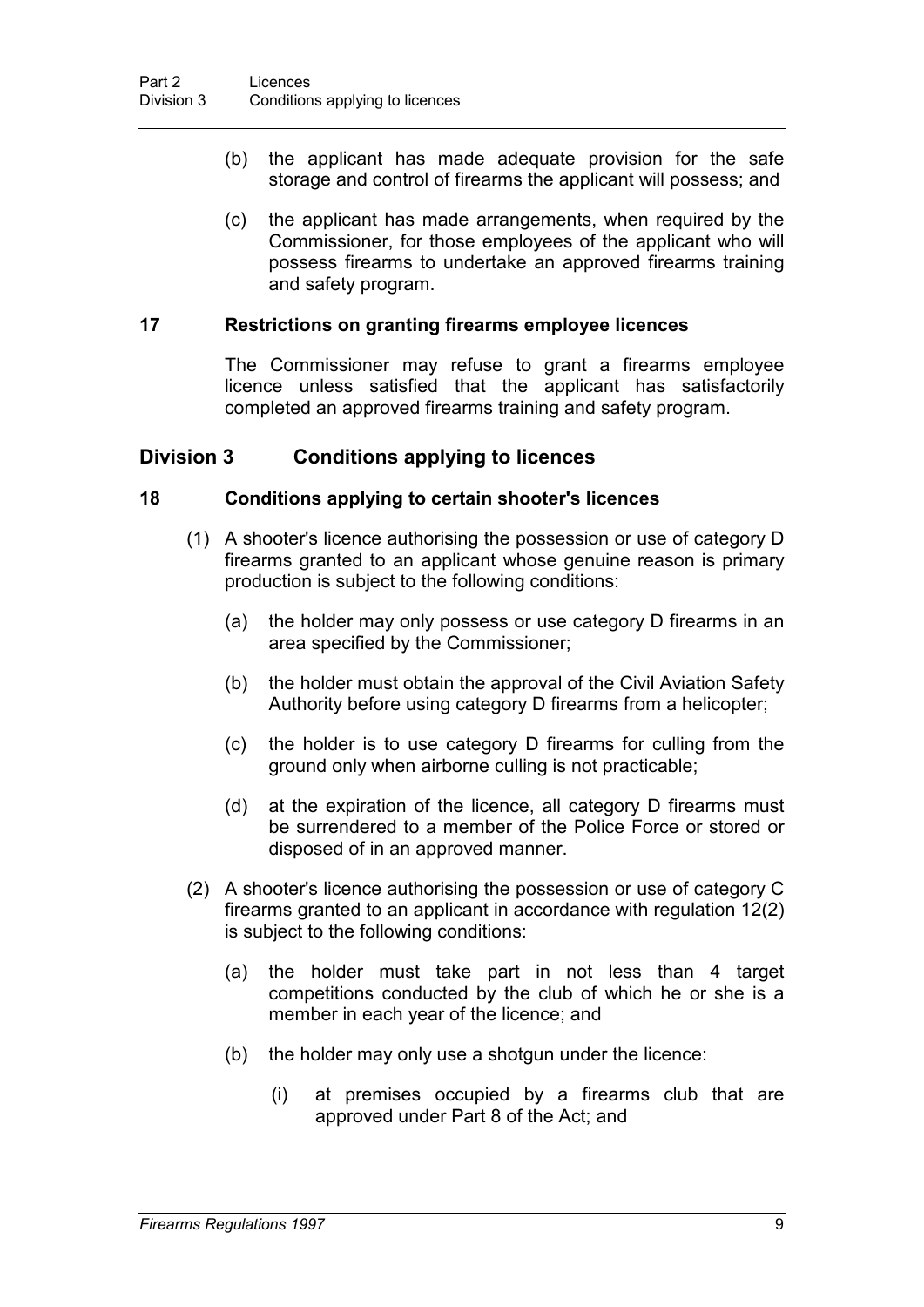(b) the applicant has made adequate provision for the safe storage and control of firearms the applicant will possess; and

(c) the applicant has made arrangements, when required by the Commissioner, for those employees of the applicant who will possess firearms to undertake an approved firearms training and safety program.

### 17 Restrictions on granting firearms employee licences

The Commissioner may refuse to grant a firearms employee licence unless satisfied that the applicant has satisfactorily completed an approved firearms training and safety program.

## Division 3 Conditions applying to licences

### 18 Conditions applying to certain shooter's licences

(1) A shooter's licence authorising the possession or use of category D firearms granted to an applicant whose genuine reason is primary production is subject to the following conditions:

(a) the holder may only possess or use category D firearms in an area specified by the Commissioner;

(b) the holder must obtain the approval of the Civil Aviation Safety Authority before using category D firearms from a helicopter;

(c) the holder is to use category D firearms for culling from the ground only when airborne culling is not practicable;

(d) at the expiration of the licence, all category D firearms must be surrendered to a member of the Police Force or stored or disposed of in an approved manner.

(2) A shooter's licence authorising the possession or use of category C firearms granted to an applicant in accordance with regulation 12(2) is subject to the following conditions:

(a) the holder must take part in not less than 4 target competitions conducted by the club of which he or she is a member in each year of the licence; and

(b) the holder may only use a shotgun under the licence:

(i) at premises occupied by a firearms club that are approved under Part 8 of the Act; and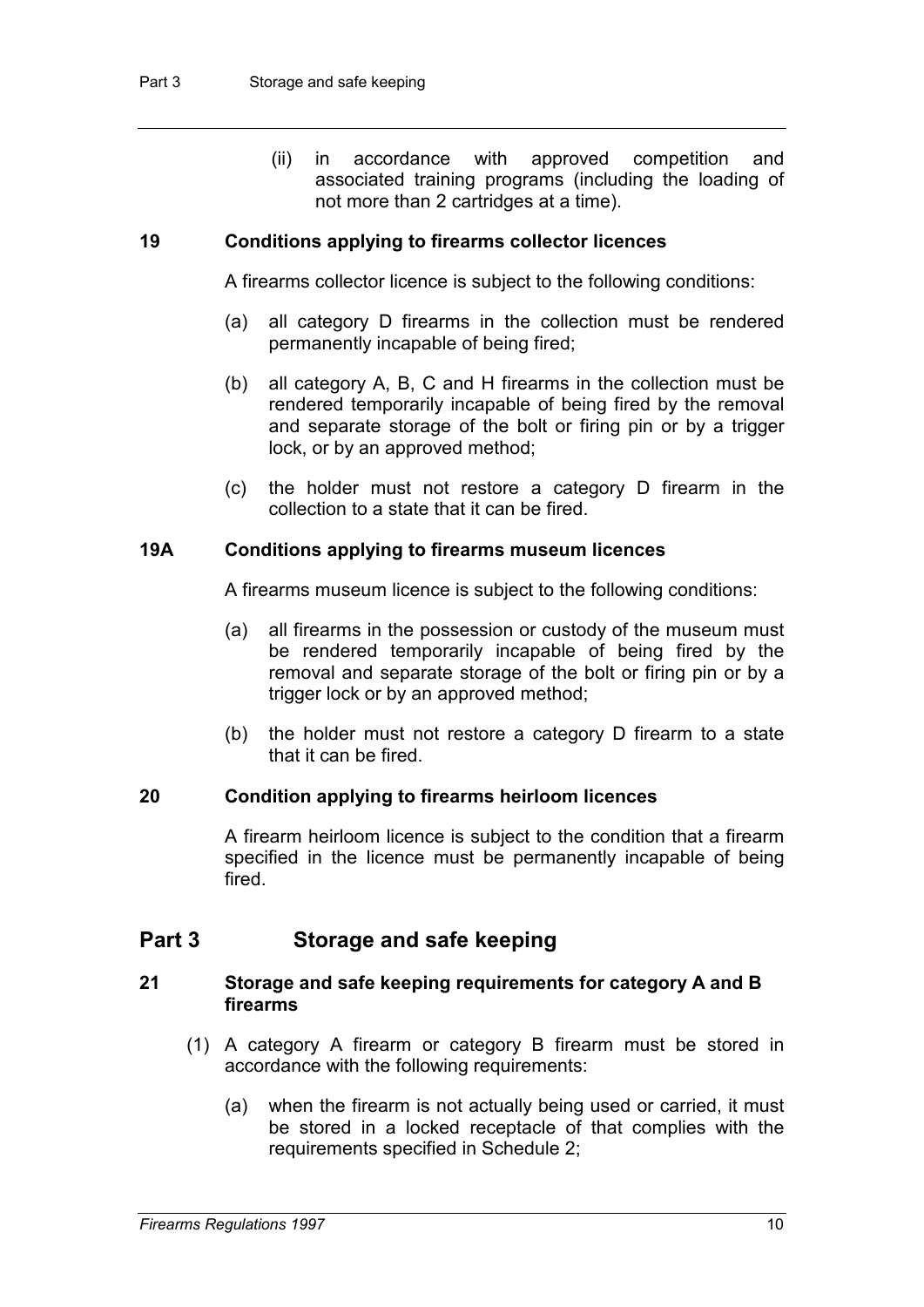(ii) in accordance with approved competition and associated training programs (including the loading of not more than 2 cartridges at a time).

### 19 Conditions applying to firearms collector licences

A firearms collector licence is subject to the following conditions:

(a) all category D firearms in the collection must be rendered permanently incapable of being fired;

(b) all category A, B, C and H firearms in the collection must be rendered temporarily incapable of being fired by the removal and separate storage of the bolt or firing pin or by a trigger lock, or by an approved method;

(c) the holder must not restore a category D firearm in the collection to a state that it can be fired.

### 19A Conditions applying to firearms museum licences

A firearms museum licence is subject to the following conditions:

(a) all firearms in the possession or custody of the museum must be rendered temporarily incapable of being fired by the removal and separate storage of the bolt or firing pin or by a trigger lock or by an approved method;

(b) the holder must not restore a category D firearm to a state that it can be fired.

### 20 Condition applying to firearms heirloom licences

A firearm heirloom licence is subject to the condition that a firearm specified in the licence must be permanently incapable of being fired.

## Part 3 Storage and safe keeping

### 21 Storage and safe keeping requirements for category A and B firearms

(1) A category A firearm or category B firearm must be stored in accordance with the following requirements:

(a) when the firearm is not actually being used or carried, it must be stored in a locked receptacle of that complies with the requirements specified in Schedule 2;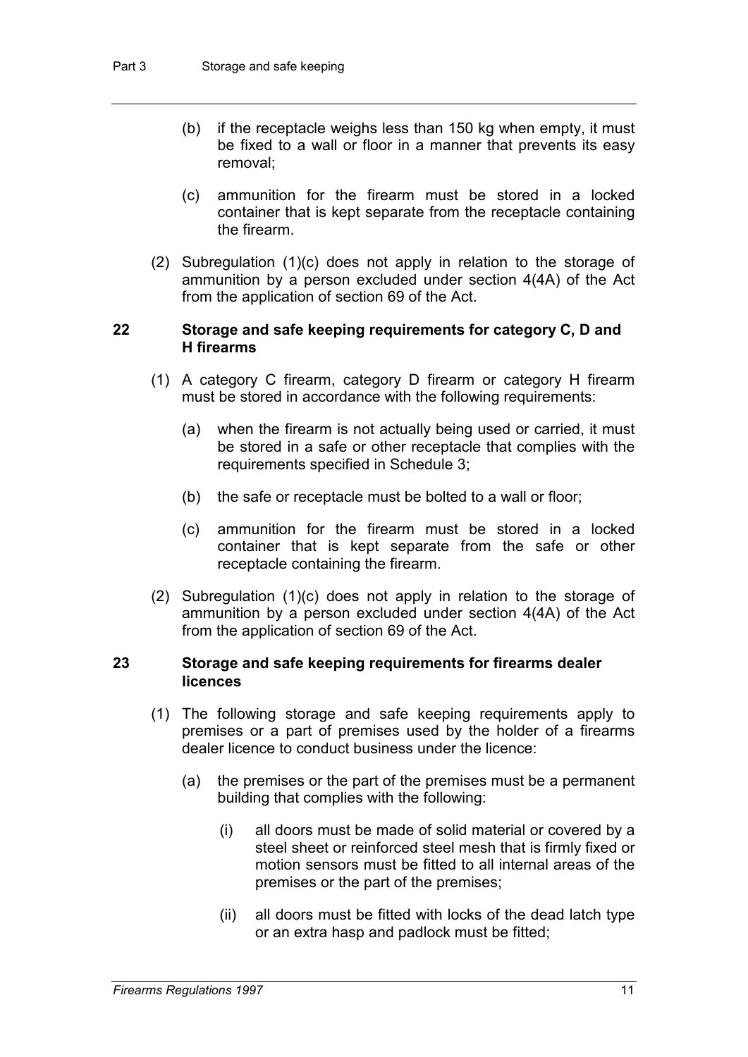- (b) if the receptacle weighs less than 150 kg when empty, it must be fixed to a wall or floor in a manner that prevents its easy removal;
- (c) ammunition for the firearm must be stored in a locked container that is kept separate from the receptacle containing the firearm.

(2) Subregulation (1)(c) does not apply in relation to the storage of ammunition by a person excluded under section 4(4A) of the Act from the application of section 69 of the Act.

## 22 Storage and safe keeping requirements for category C, D and H firearms

(1) A category C firearm, category D firearm or category H firearm must be stored in accordance with the following requirements:

- (a) when the firearm is not actually being used or carried, it must be stored in a safe or other receptacle that complies with the requirements specified in Schedule 3;
- (b) the safe or receptacle must be bolted to a wall or floor;
- (c) ammunition for the firearm must be stored in a locked container that is kept separate from the safe or other receptacle containing the firearm.

(2) Subregulation (1)(c) does not apply in relation to the storage of ammunition by a person excluded under section 4(4A) of the Act from the application of section 69 of the Act.

## 23 Storage and safe keeping requirements for firearms dealer licences

(1) The following storage and safe keeping requirements apply to premises or a part of premises used by the holder of a firearms dealer licence to conduct business under the licence:

- (a) the premises or the part of the premises must be a permanent building that complies with the following:
  - (i) all doors must be made of solid material or covered by a steel sheet or reinforced steel mesh that is firmly fixed or motion sensors must be fitted to all internal areas of the premises or the part of the premises;
  - (ii) all doors must be fitted with locks of the dead latch type or an extra hasp and padlock must be fitted;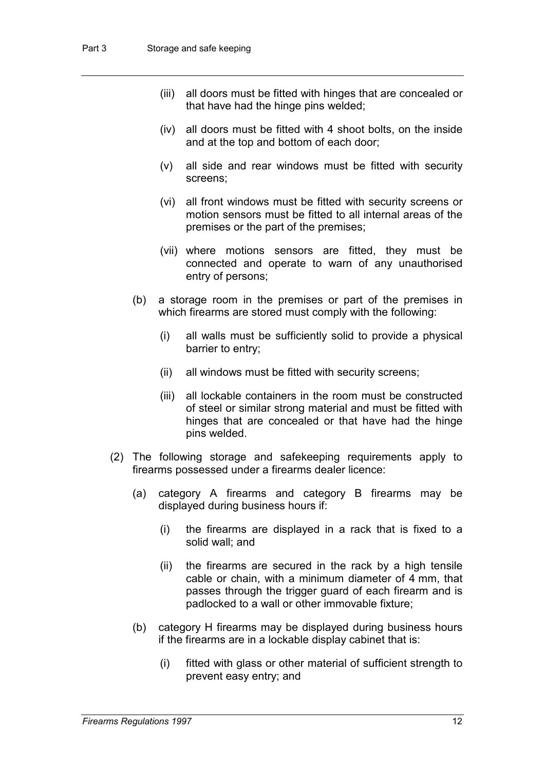(iii) all doors must be fitted with hinges that are concealed or that have had the hinge pins welded;

(iv) all doors must be fitted with 4 shoot bolts, on the inside and at the top and bottom of each door;

(v) all side and rear windows must be fitted with security screens;

(vi) all front windows must be fitted with security screens or motion sensors must be fitted to all internal areas of the premises or the part of the premises;

(vii) where motions sensors are fitted, they must be connected and operate to warn of any unauthorised entry of persons;

(b) a storage room in the premises or part of the premises in which firearms are stored must comply with the following:

(i) all walls must be sufficiently solid to provide a physical barrier to entry;

(ii) all windows must be fitted with security screens;

(iii) all lockable containers in the room must be constructed of steel or similar strong material and must be fitted with hinges that are concealed or that have had the hinge pins welded.

(2) The following storage and safekeeping requirements apply to firearms possessed under a firearms dealer licence:

(a) category A firearms and category B firearms may be displayed during business hours if:

(i) the firearms are displayed in a rack that is fixed to a solid wall; and

(ii) the firearms are secured in the rack by a high tensile cable or chain, with a minimum diameter of 4 mm, that passes through the trigger guard of each firearm and is padlocked to a wall or other immovable fixture;

(b) category H firearms may be displayed during business hours if the firearms are in a lockable display cabinet that is:

(i) fitted with glass or other material of sufficient strength to prevent easy entry; and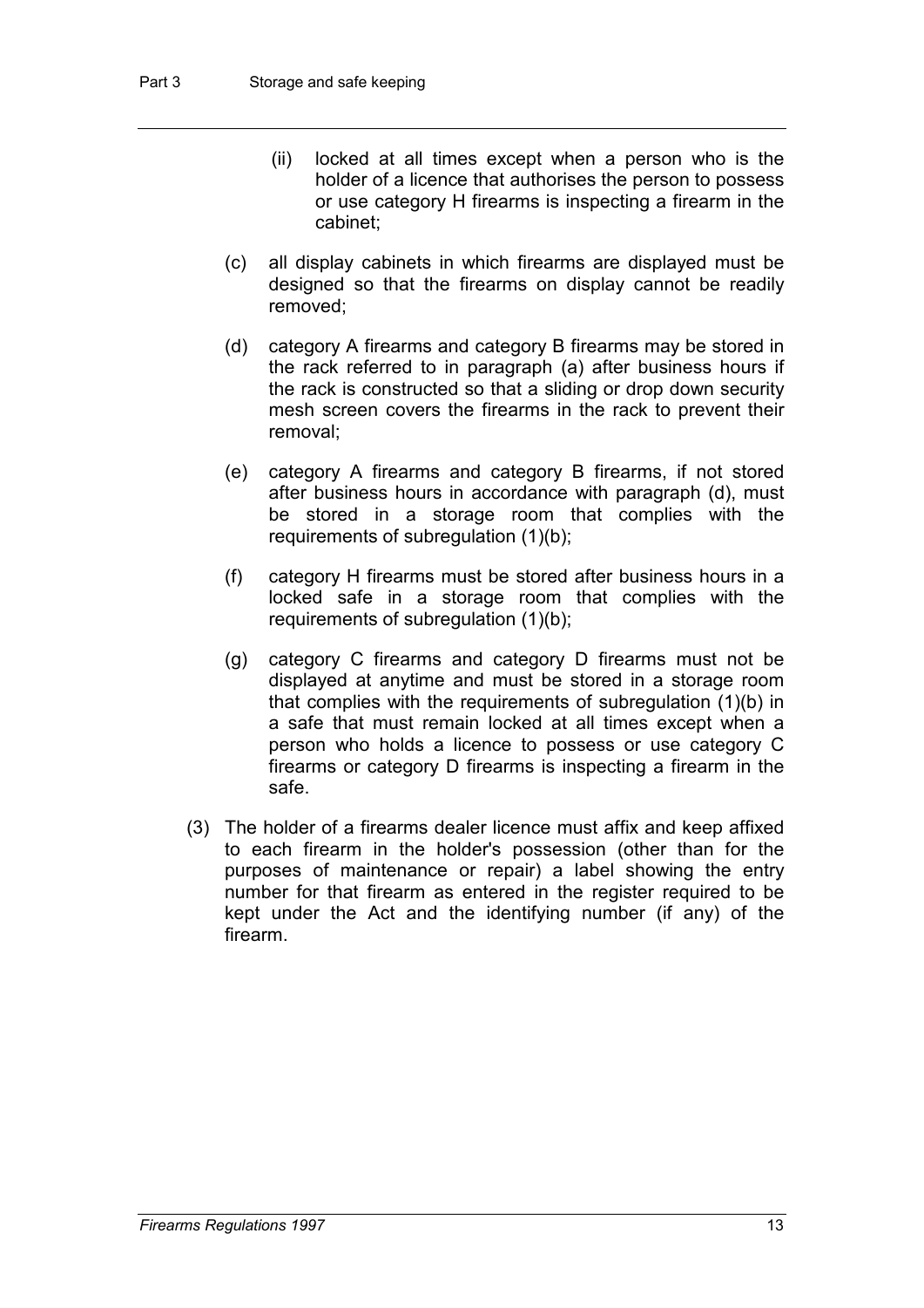(ii) locked at all times except when a person who is the holder of a licence that authorises the person to possess or use category H firearms is inspecting a firearm in the cabinet;

(c) all display cabinets in which firearms are displayed must be designed so that the firearms on display cannot be readily removed;

(d) category A firearms and category B firearms may be stored in the rack referred to in paragraph (a) after business hours if the rack is constructed so that a sliding or drop down security mesh screen covers the firearms in the rack to prevent their removal;

(e) category A firearms and category B firearms, if not stored after business hours in accordance with paragraph (d), must be stored in a storage room that complies with the requirements of subregulation (1)(b);

(f) category H firearms must be stored after business hours in a locked safe in a storage room that complies with the requirements of subregulation (1)(b);

(g) category C firearms and category D firearms must not be displayed at anytime and must be stored in a storage room that complies with the requirements of subregulation (1)(b) in a safe that must remain locked at all times except when a person who holds a licence to possess or use category C firearms or category D firearms is inspecting a firearm in the safe.

(3) The holder of a firearms dealer licence must affix and keep affixed to each firearm in the holder's possession (other than for the purposes of maintenance or repair) a label showing the entry number for that firearm as entered in the register required to be kept under the Act and the identifying number (if any) of the firearm.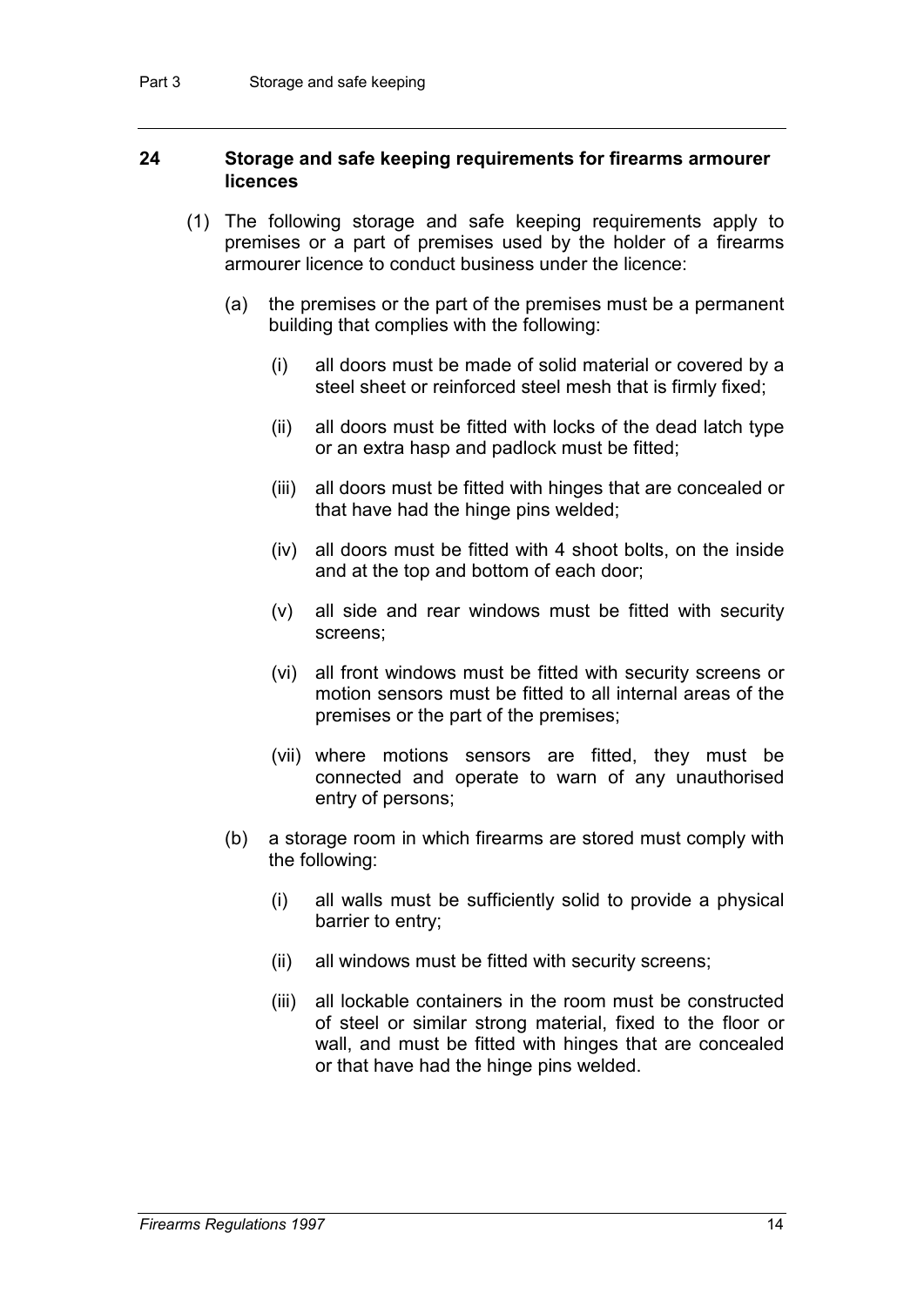## 24 Storage and safe keeping requirements for firearms armourer licences

(1) The following storage and safe keeping requirements apply to premises or a part of premises used by the holder of a firearms armourer licence to conduct business under the licence:

(a) the premises or the part of the premises must be a permanent building that complies with the following:

(i) all doors must be made of solid material or covered by a steel sheet or reinforced steel mesh that is firmly fixed;

(ii) all doors must be fitted with locks of the dead latch type or an extra hasp and padlock must be fitted;

(iii) all doors must be fitted with hinges that are concealed or that have had the hinge pins welded;

(iv) all doors must be fitted with 4 shoot bolts, on the inside and at the top and bottom of each door;

(v) all side and rear windows must be fitted with security screens;

(vi) all front windows must be fitted with security screens or motion sensors must be fitted to all internal areas of the premises or the part of the premises;

(vii) where motions sensors are fitted, they must be connected and operate to warn of any unauthorised entry of persons;

(b) a storage room in which firearms are stored must comply with the following:

(i) all walls must be sufficiently solid to provide a physical barrier to entry;

(ii) all windows must be fitted with security screens;

(iii) all lockable containers in the room must be constructed of steel or similar strong material, fixed to the floor or wall, and must be fitted with hinges that are concealed or that have had the hinge pins welded.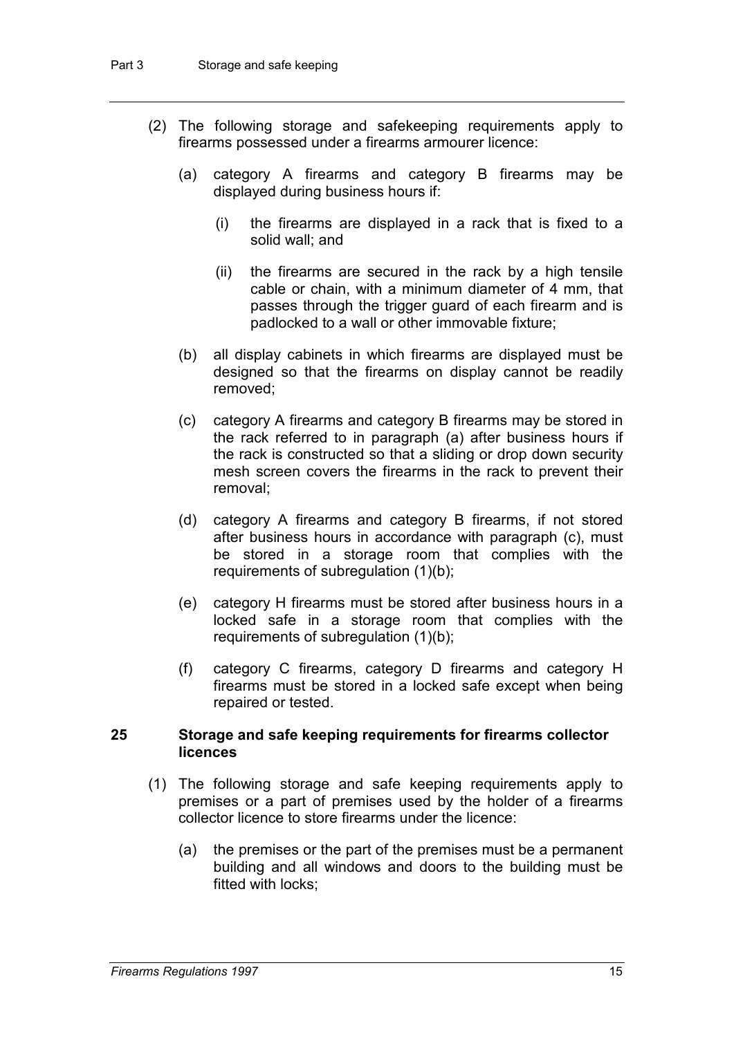(2) The following storage and safekeeping requirements apply to firearms possessed under a firearms armourer licence:

(a) category A firearms and category B firearms may be displayed during business hours if:

(i) the firearms are displayed in a rack that is fixed to a solid wall; and

(ii) the firearms are secured in the rack by a high tensile cable or chain, with a minimum diameter of 4 mm, that passes through the trigger guard of each firearm and is padlocked to a wall or other immovable fixture;

(b) all display cabinets in which firearms are displayed must be designed so that the firearms on display cannot be readily removed;

(c) category A firearms and category B firearms may be stored in the rack referred to in paragraph (a) after business hours if the rack is constructed so that a sliding or drop down security mesh screen covers the firearms in the rack to prevent their removal;

(d) category A firearms and category B firearms, if not stored after business hours in accordance with paragraph (c), must be stored in a storage room that complies with the requirements of subregulation (1)(b);

(e) category H firearms must be stored after business hours in a locked safe in a storage room that complies with the requirements of subregulation (1)(b);

(f) category C firearms, category D firearms and category H firearms must be stored in a locked safe except when being repaired or tested.

## 25 Storage and safe keeping requirements for firearms collector licences

(1) The following storage and safe keeping requirements apply to premises or a part of premises used by the holder of a firearms collector licence to store firearms under the licence:

(a) the premises or the part of the premises must be a permanent building and all windows and doors to the building must be fitted with locks;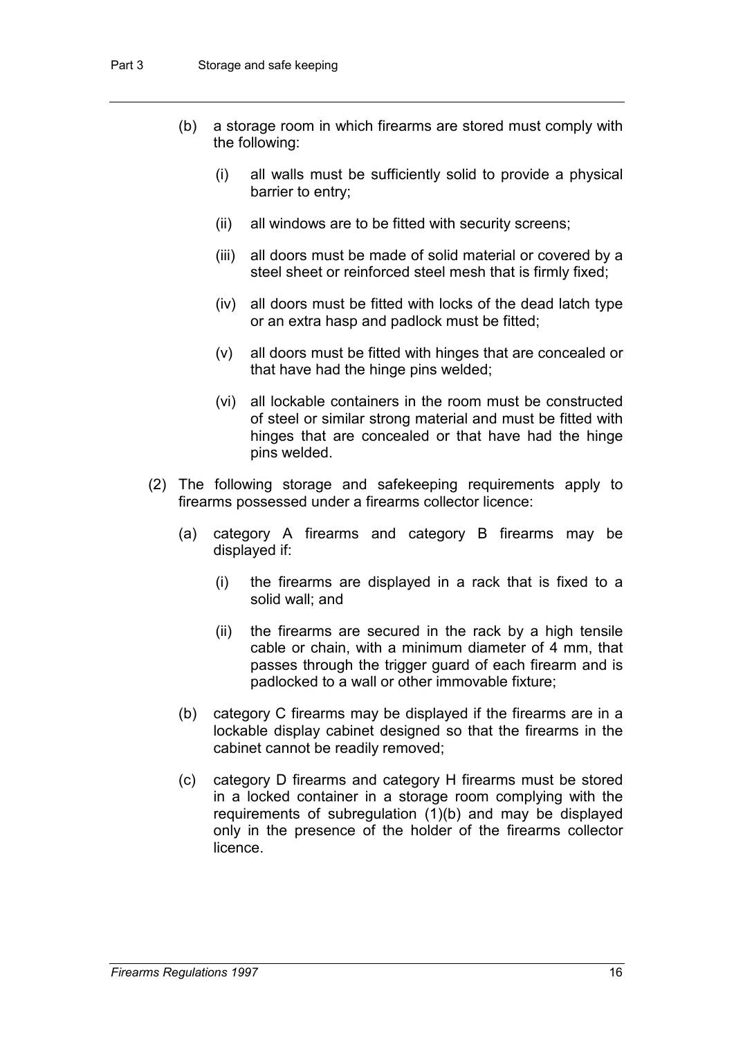(b) a storage room in which firearms are stored must comply with the following:

   (i) all walls must be sufficiently solid to provide a physical barrier to entry;

   (ii) all windows are to be fitted with security screens;

   (iii) all doors must be made of solid material or covered by a steel sheet or reinforced steel mesh that is firmly fixed;

   (iv) all doors must be fitted with locks of the dead latch type or an extra hasp and padlock must be fitted;

   (v) all doors must be fitted with hinges that are concealed or that have had the hinge pins welded;

   (vi) all lockable containers in the room must be constructed of steel or similar strong material and must be fitted with hinges that are concealed or that have had the hinge pins welded.

(2) The following storage and safekeeping requirements apply to firearms possessed under a firearms collector licence:

   (a) category A firearms and category B firearms may be displayed if:

      (i) the firearms are displayed in a rack that is fixed to a solid wall; and

      (ii) the firearms are secured in the rack by a high tensile cable or chain, with a minimum diameter of 4 mm, that passes through the trigger guard of each firearm and is padlocked to a wall or other immovable fixture;

   (b) category C firearms may be displayed if the firearms are in a lockable display cabinet designed so that the firearms in the cabinet cannot be readily removed;

   (c) category D firearms and category H firearms must be stored in a locked container in a storage room complying with the requirements of subregulation (1)(b) and may be displayed only in the presence of the holder of the firearms collector licence.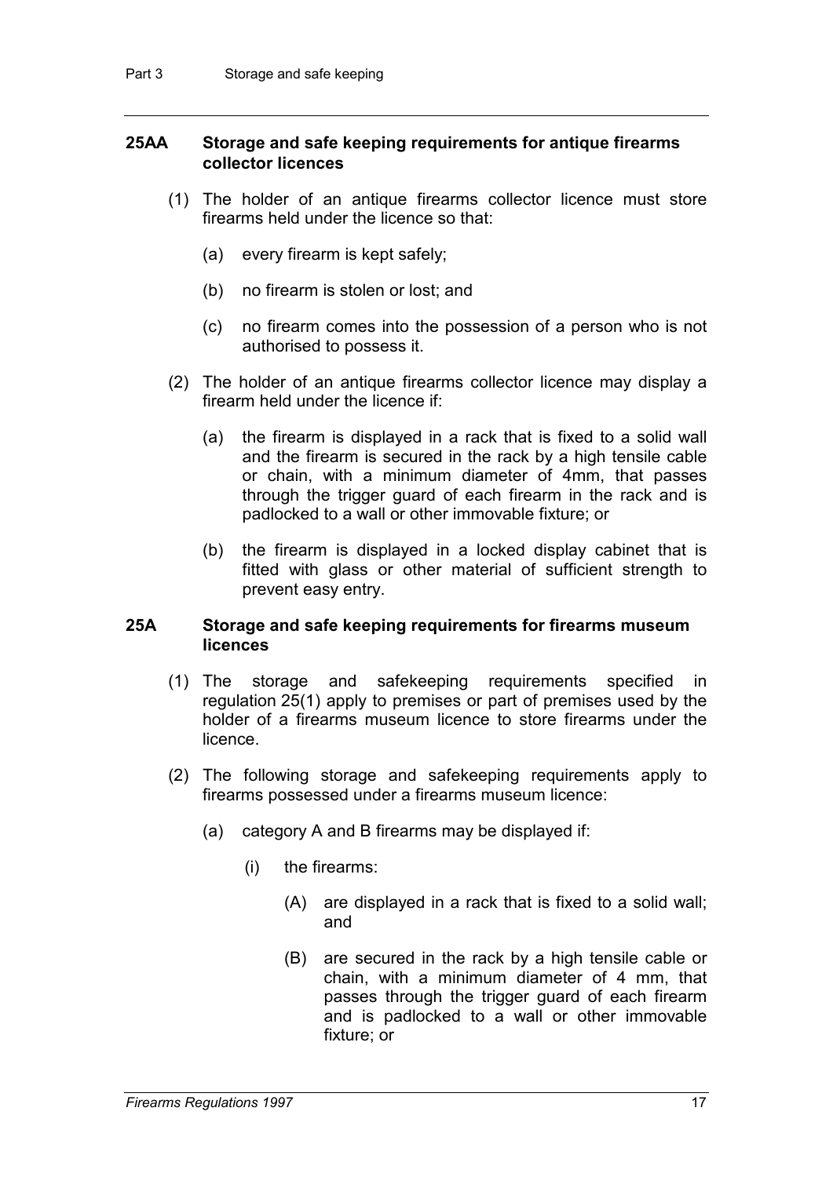### 25AA Storage and safe keeping requirements for antique firearms collector licences

(1) The holder of an antique firearms collector licence must store firearms held under the licence so that:

(a) every firearm is kept safely;

(b) no firearm is stolen or lost; and

(c) no firearm comes into the possession of a person who is not authorised to possess it.

(2) The holder of an antique firearms collector licence may display a firearm held under the licence if:

(a) the firearm is displayed in a rack that is fixed to a solid wall and the firearm is secured in the rack by a high tensile cable or chain, with a minimum diameter of 4mm, that passes through the trigger guard of each firearm in the rack and is padlocked to a wall or other immovable fixture; or

(b) the firearm is displayed in a locked display cabinet that is fitted with glass or other material of sufficient strength to prevent easy entry.

### 25A Storage and safe keeping requirements for firearms museum licences

(1) The storage and safekeeping requirements specified in regulation 25(1) apply to premises or part of premises used by the holder of a firearms museum licence to store firearms under the licence.

(2) The following storage and safekeeping requirements apply to firearms possessed under a firearms museum licence:

(a) category A and B firearms may be displayed if:

(i) the firearms:

(A) are displayed in a rack that is fixed to a solid wall; and

(B) are secured in the rack by a high tensile cable or chain, with a minimum diameter of 4 mm, that passes through the trigger guard of each firearm and is padlocked to a wall or other immovable fixture; or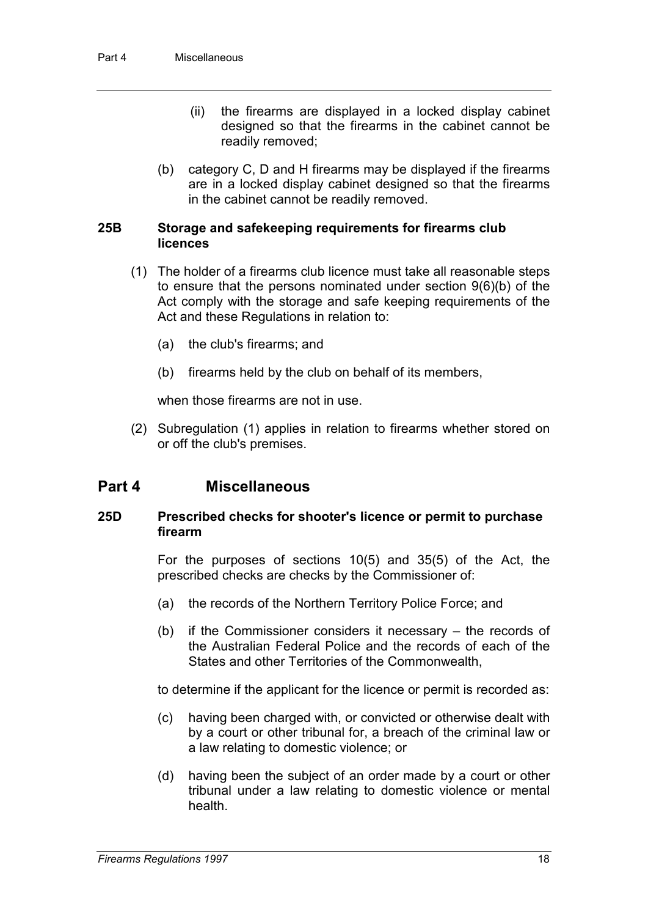(ii) the firearms are displayed in a locked display cabinet designed so that the firearms in the cabinet cannot be readily removed;

(b) category C, D and H firearms may be displayed if the firearms are in a locked display cabinet designed so that the firearms in the cabinet cannot be readily removed.

### 25B Storage and safekeeping requirements for firearms club licences

(1) The holder of a firearms club licence must take all reasonable steps to ensure that the persons nominated under section 9(6)(b) of the Act comply with the storage and safe keeping requirements of the Act and these Regulations in relation to:

(a) the club's firearms; and

(b) firearms held by the club on behalf of its members,

when those firearms are not in use.

(2) Subregulation (1) applies in relation to firearms whether stored on or off the club's premises.

## Part 4 Miscellaneous

### 25D Prescribed checks for shooter's licence or permit to purchase firearm

For the purposes of sections 10(5) and 35(5) of the Act, the prescribed checks are checks by the Commissioner of:

(a) the records of the Northern Territory Police Force; and

(b) if the Commissioner considers it necessary – the records of the Australian Federal Police and the records of each of the States and other Territories of the Commonwealth,

to determine if the applicant for the licence or permit is recorded as:

(c) having been charged with, or convicted or otherwise dealt with by a court or other tribunal for, a breach of the criminal law or a law relating to domestic violence; or

(d) having been the subject of an order made by a court or other tribunal under a law relating to domestic violence or mental health.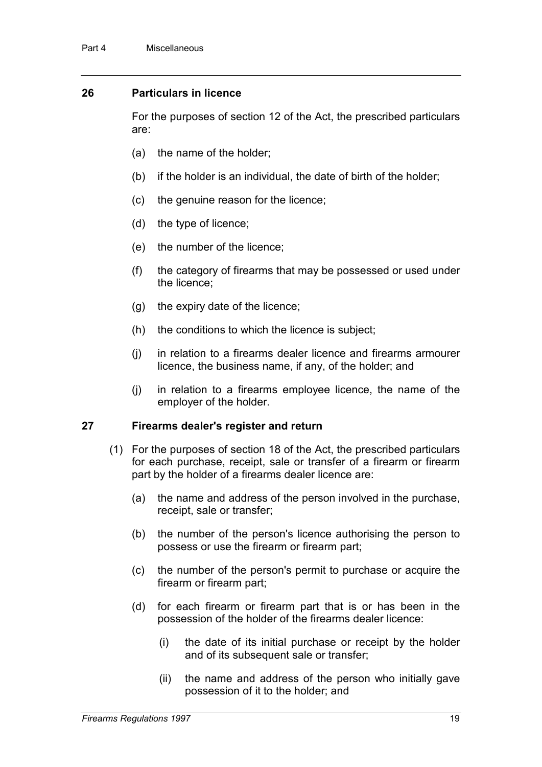### 26 Particulars in licence

For the purposes of section 12 of the Act, the prescribed particulars are:

(a) the name of the holder;

(b) if the holder is an individual, the date of birth of the holder;

(c) the genuine reason for the licence;

(d) the type of licence;

(e) the number of the licence;

(f) the category of firearms that may be possessed or used under the licence;

(g) the expiry date of the licence;

(h) the conditions to which the licence is subject;

(j) in relation to a firearms dealer licence and firearms armourer licence, the business name, if any, of the holder; and

(j) in relation to a firearms employee licence, the name of the employer of the holder.

### 27 Firearms dealer's register and return

(1) For the purposes of section 18 of the Act, the prescribed particulars for each purchase, receipt, sale or transfer of a firearm or firearm part by the holder of a firearms dealer licence are:

(a) the name and address of the person involved in the purchase, receipt, sale or transfer;

(b) the number of the person's licence authorising the person to possess or use the firearm or firearm part;

(c) the number of the person's permit to purchase or acquire the firearm or firearm part;

(d) for each firearm or firearm part that is or has been in the possession of the holder of the firearms dealer licence:

(i) the date of its initial purchase or receipt by the holder and of its subsequent sale or transfer;

(ii) the name and address of the person who initially gave possession of it to the holder; and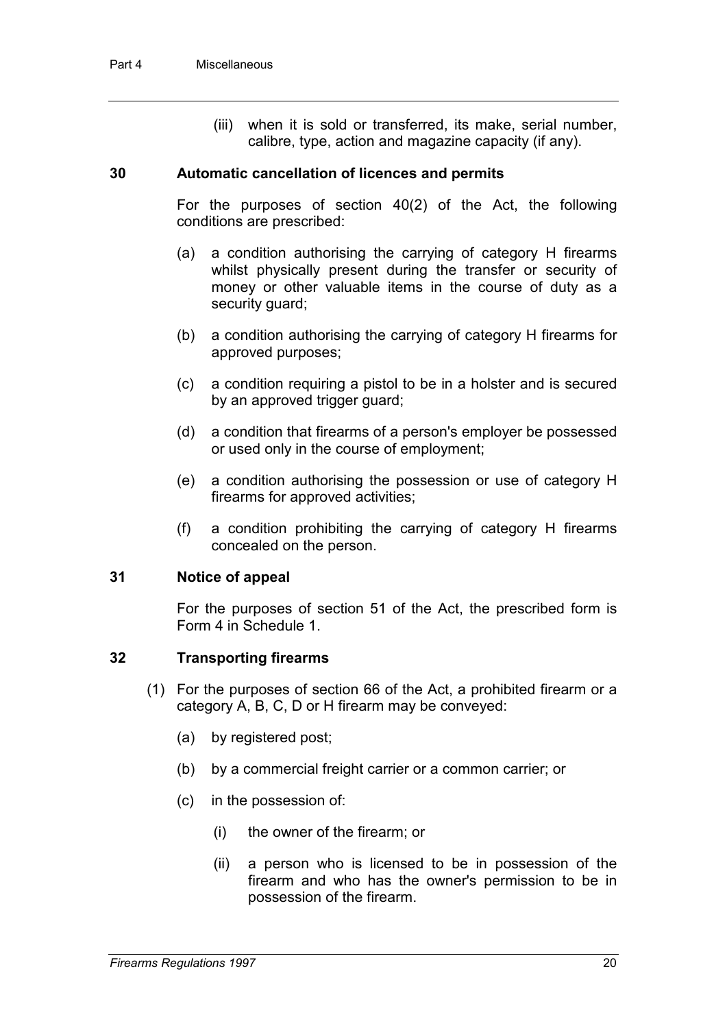(iii) when it is sold or transferred, its make, serial number, calibre, type, action and magazine capacity (if any).

### 30 Automatic cancellation of licences and permits

For the purposes of section 40(2) of the Act, the following conditions are prescribed:

(a) a condition authorising the carrying of category H firearms whilst physically present during the transfer or security of money or other valuable items in the course of duty as a security guard;

(b) a condition authorising the carrying of category H firearms for approved purposes;

(c) a condition requiring a pistol to be in a holster and is secured by an approved trigger guard;

(d) a condition that firearms of a person's employer be possessed or used only in the course of employment;

(e) a condition authorising the possession or use of category H firearms for approved activities;

(f) a condition prohibiting the carrying of category H firearms concealed on the person.

### 31 Notice of appeal

For the purposes of section 51 of the Act, the prescribed form is Form 4 in Schedule 1.

### 32 Transporting firearms

(1) For the purposes of section 66 of the Act, a prohibited firearm or a category A, B, C, D or H firearm may be conveyed:

(a) by registered post;

(b) by a commercial freight carrier or a common carrier; or

(c) in the possession of:

(i) the owner of the firearm; or

(ii) a person who is licensed to be in possession of the firearm and who has the owner's permission to be in possession of the firearm.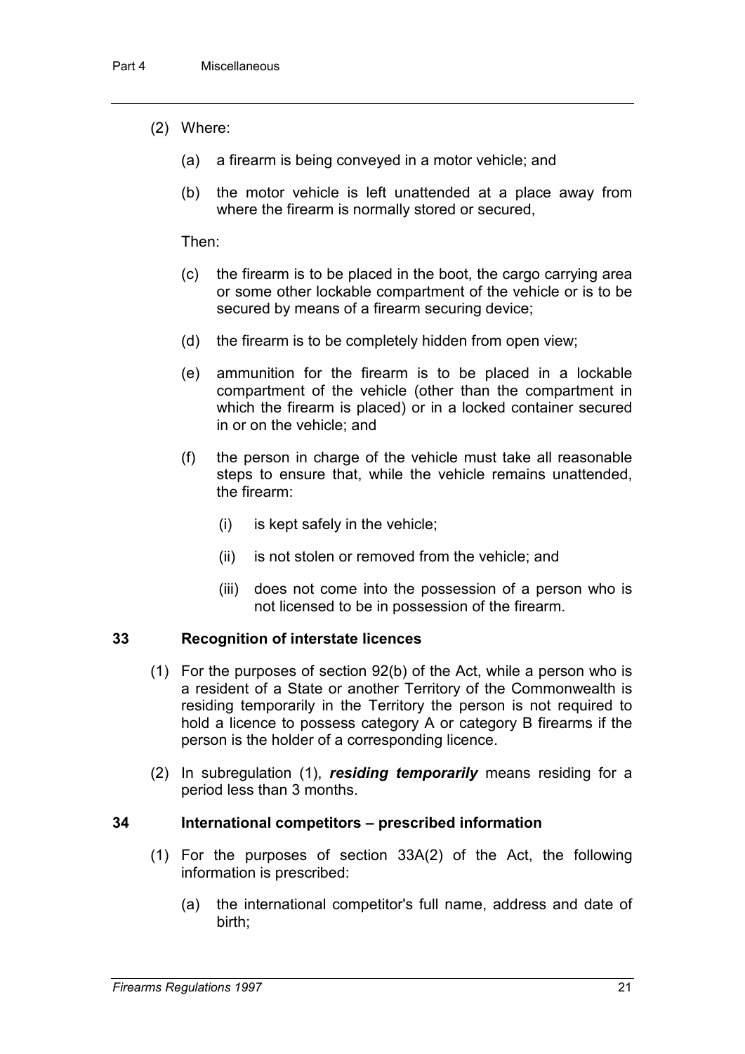(2) Where:

(a) a firearm is being conveyed in a motor vehicle; and

(b) the motor vehicle is left unattended at a place away from where the firearm is normally stored or secured,

Then:

(c) the firearm is to be placed in the boot, the cargo carrying area or some other lockable compartment of the vehicle or is to be secured by means of a firearm securing device;

(d) the firearm is to be completely hidden from open view;

(e) ammunition for the firearm is to be placed in a lockable compartment of the vehicle (other than the compartment in which the firearm is placed) or in a locked container secured in or on the vehicle; and

(f) the person in charge of the vehicle must take all reasonable steps to ensure that, while the vehicle remains unattended, the firearm:

(i) is kept safely in the vehicle;

(ii) is not stolen or removed from the vehicle; and

(iii) does not come into the possession of a person who is not licensed to be in possession of the firearm.

### 33 Recognition of interstate licences

(1) For the purposes of section 92(b) of the Act, while a person who is a resident of a State or another Territory of the Commonwealth is residing temporarily in the Territory the person is not required to hold a licence to possess category A or category B firearms if the person is the holder of a corresponding licence.

(2) In subregulation (1), ***residing temporarily*** means residing for a period less than 3 months.

### 34 International competitors – prescribed information

(1) For the purposes of section 33A(2) of the Act, the following information is prescribed:

(a) the international competitor's full name, address and date of birth;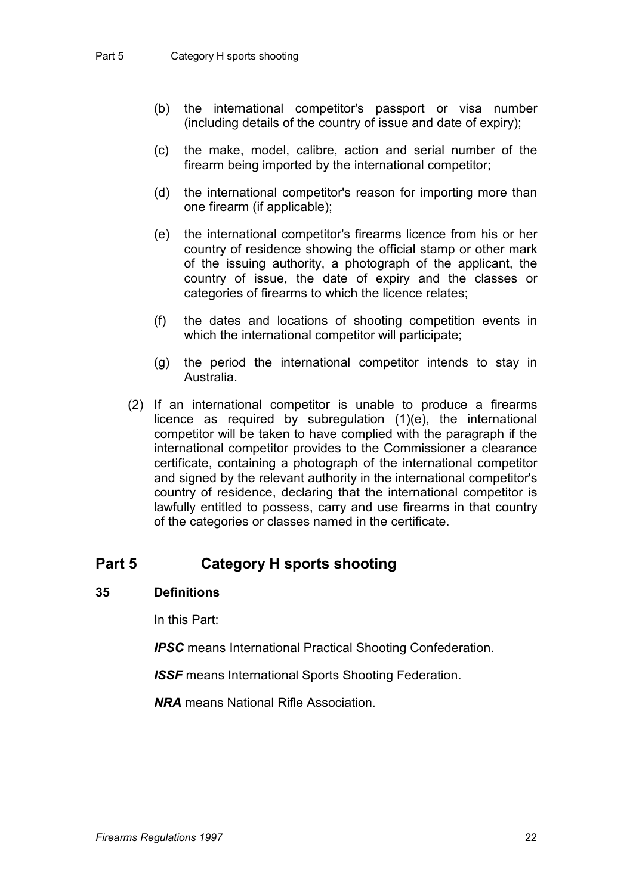(b) the international competitor's passport or visa number (including details of the country of issue and date of expiry);

(c) the make, model, calibre, action and serial number of the firearm being imported by the international competitor;

(d) the international competitor's reason for importing more than one firearm (if applicable);

(e) the international competitor's firearms licence from his or her country of residence showing the official stamp or other mark of the issuing authority, a photograph of the applicant, the country of issue, the date of expiry and the classes or categories of firearms to which the licence relates;

(f) the dates and locations of shooting competition events in which the international competitor will participate;

(g) the period the international competitor intends to stay in Australia.

(2) If an international competitor is unable to produce a firearms licence as required by subregulation (1)(e), the international competitor will be taken to have complied with the paragraph if the international competitor provides to the Commissioner a clearance certificate, containing a photograph of the international competitor and signed by the relevant authority in the international competitor's country of residence, declaring that the international competitor is lawfully entitled to possess, carry and use firearms in that country of the categories or classes named in the certificate.

## Part 5 Category H sports shooting

### 35 Definitions

In this Part:

***IPSC*** means International Practical Shooting Confederation.

***ISSF*** means International Sports Shooting Federation.

***NRA*** means National Rifle Association.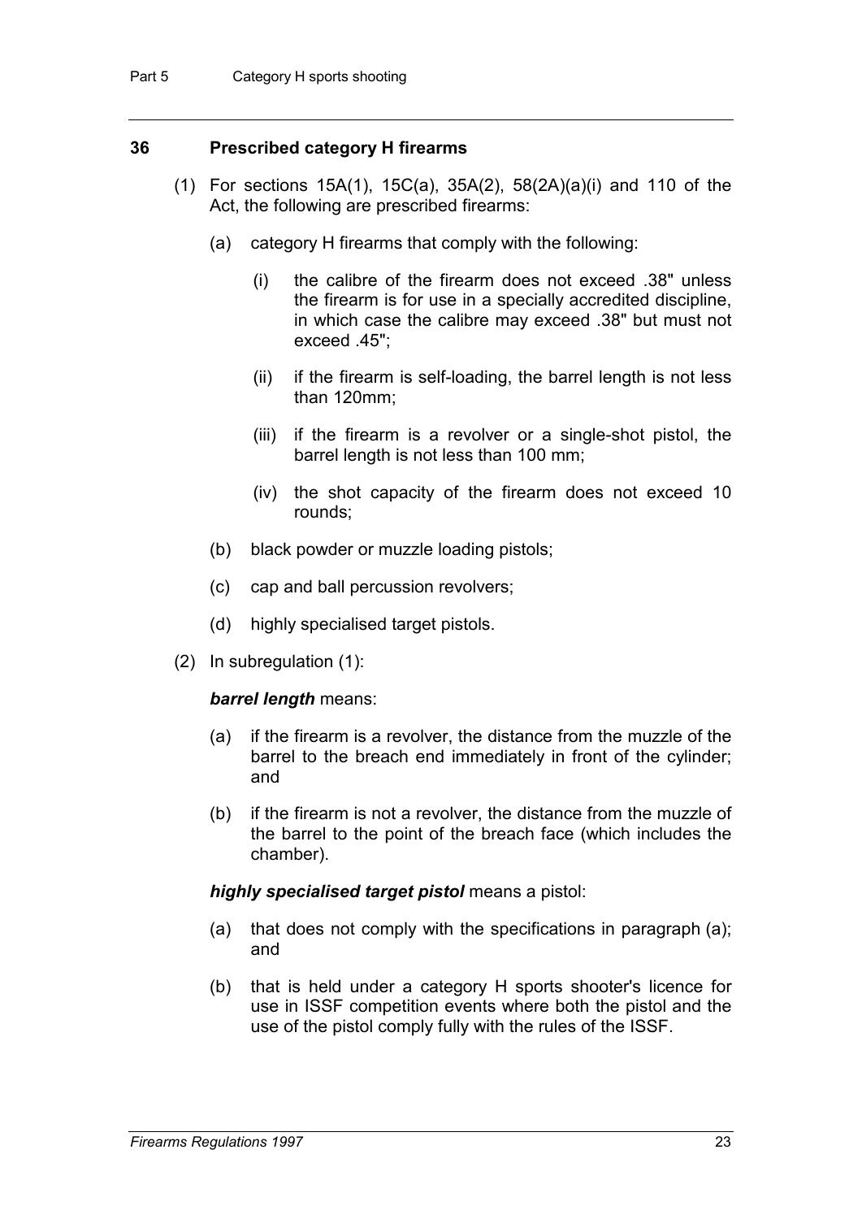## 36 Prescribed category H firearms

(1) For sections 15A(1), 15C(a), 35A(2), 58(2A)(a)(i) and 110 of the Act, the following are prescribed firearms:

(a) category H firearms that comply with the following:

(i) the calibre of the firearm does not exceed .38" unless the firearm is for use in a specially accredited discipline, in which case the calibre may exceed .38" but must not exceed .45";

(ii) if the firearm is self-loading, the barrel length is not less than 120mm;

(iii) if the firearm is a revolver or a single-shot pistol, the barrel length is not less than 100 mm;

(iv) the shot capacity of the firearm does not exceed 10 rounds;

(b) black powder or muzzle loading pistols;

(c) cap and ball percussion revolvers;

(d) highly specialised target pistols.

(2) In subregulation (1):

***barrel length*** means:

(a) if the firearm is a revolver, the distance from the muzzle of the barrel to the breach end immediately in front of the cylinder; and

(b) if the firearm is not a revolver, the distance from the muzzle of the barrel to the point of the breach face (which includes the chamber).

***highly specialised target pistol*** means a pistol:

(a) that does not comply with the specifications in paragraph (a); and

(b) that is held under a category H sports shooter's licence for use in ISSF competition events where both the pistol and the use of the pistol comply fully with the rules of the ISSF.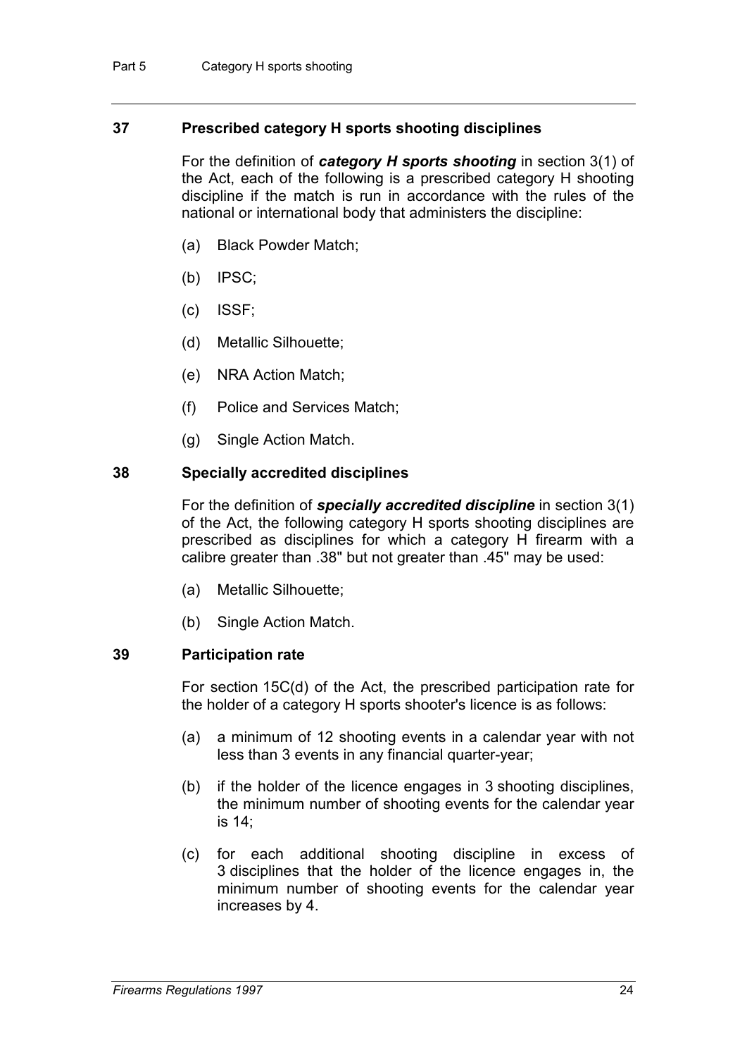## 37 Prescribed category H sports shooting disciplines

For the definition of ***category H sports shooting*** in section 3(1) of the Act, each of the following is a prescribed category H shooting discipline if the match is run in accordance with the rules of the national or international body that administers the discipline:

(a) Black Powder Match;

(b) IPSC;

(c) ISSF;

(d) Metallic Silhouette;

(e) NRA Action Match;

(f) Police and Services Match;

(g) Single Action Match.

## 38 Specially accredited disciplines

For the definition of ***specially accredited discipline*** in section 3(1) of the Act, the following category H sports shooting disciplines are prescribed as disciplines for which a category H firearm with a calibre greater than .38" but not greater than .45" may be used:

(a) Metallic Silhouette;

(b) Single Action Match.

## 39 Participation rate

For section 15C(d) of the Act, the prescribed participation rate for the holder of a category H sports shooter's licence is as follows:

(a) a minimum of 12 shooting events in a calendar year with not less than 3 events in any financial quarter-year;

(b) if the holder of the licence engages in 3 shooting disciplines, the minimum number of shooting events for the calendar year is 14;

(c) for each additional shooting discipline in excess of 3 disciplines that the holder of the licence engages in, the minimum number of shooting events for the calendar year increases by 4.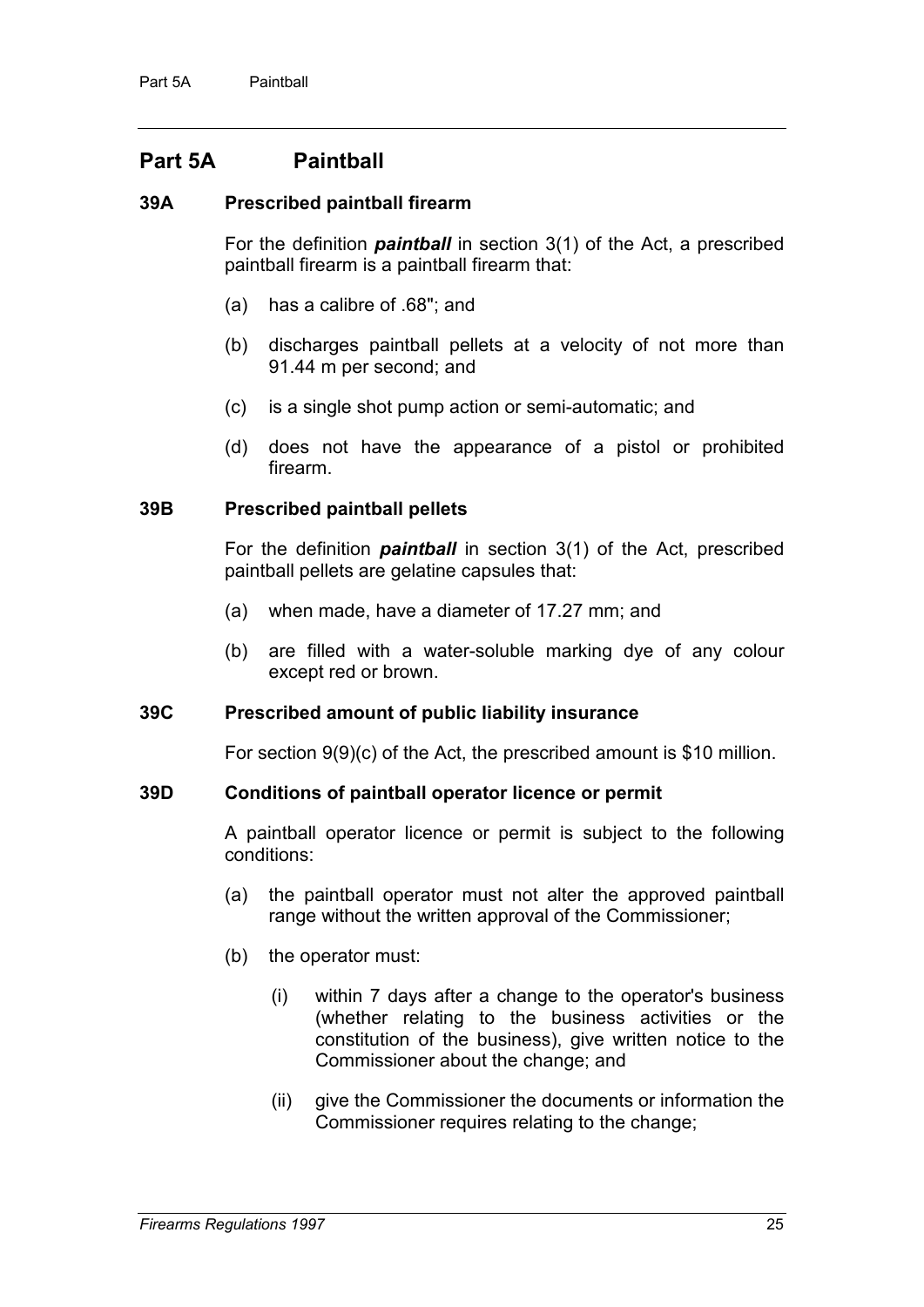## Part 5A Paintball

### 39A Prescribed paintball firearm

For the definition ***paintball*** in section 3(1) of the Act, a prescribed paintball firearm is a paintball firearm that:

(a) has a calibre of .68"; and

(b) discharges paintball pellets at a velocity of not more than 91.44 m per second; and

(c) is a single shot pump action or semi-automatic; and

(d) does not have the appearance of a pistol or prohibited firearm.

### 39B Prescribed paintball pellets

For the definition ***paintball*** in section 3(1) of the Act, prescribed paintball pellets are gelatine capsules that:

(a) when made, have a diameter of 17.27 mm; and

(b) are filled with a water-soluble marking dye of any colour except red or brown.

### 39C Prescribed amount of public liability insurance

For section 9(9)(c) of the Act, the prescribed amount is $10 million.

### 39D Conditions of paintball operator licence or permit

A paintball operator licence or permit is subject to the following conditions:

(a) the paintball operator must not alter the approved paintball range without the written approval of the Commissioner;

(b) the operator must:

(i) within 7 days after a change to the operator's business (whether relating to the business activities or the constitution of the business), give written notice to the Commissioner about the change; and

(ii) give the Commissioner the documents or information the Commissioner requires relating to the change;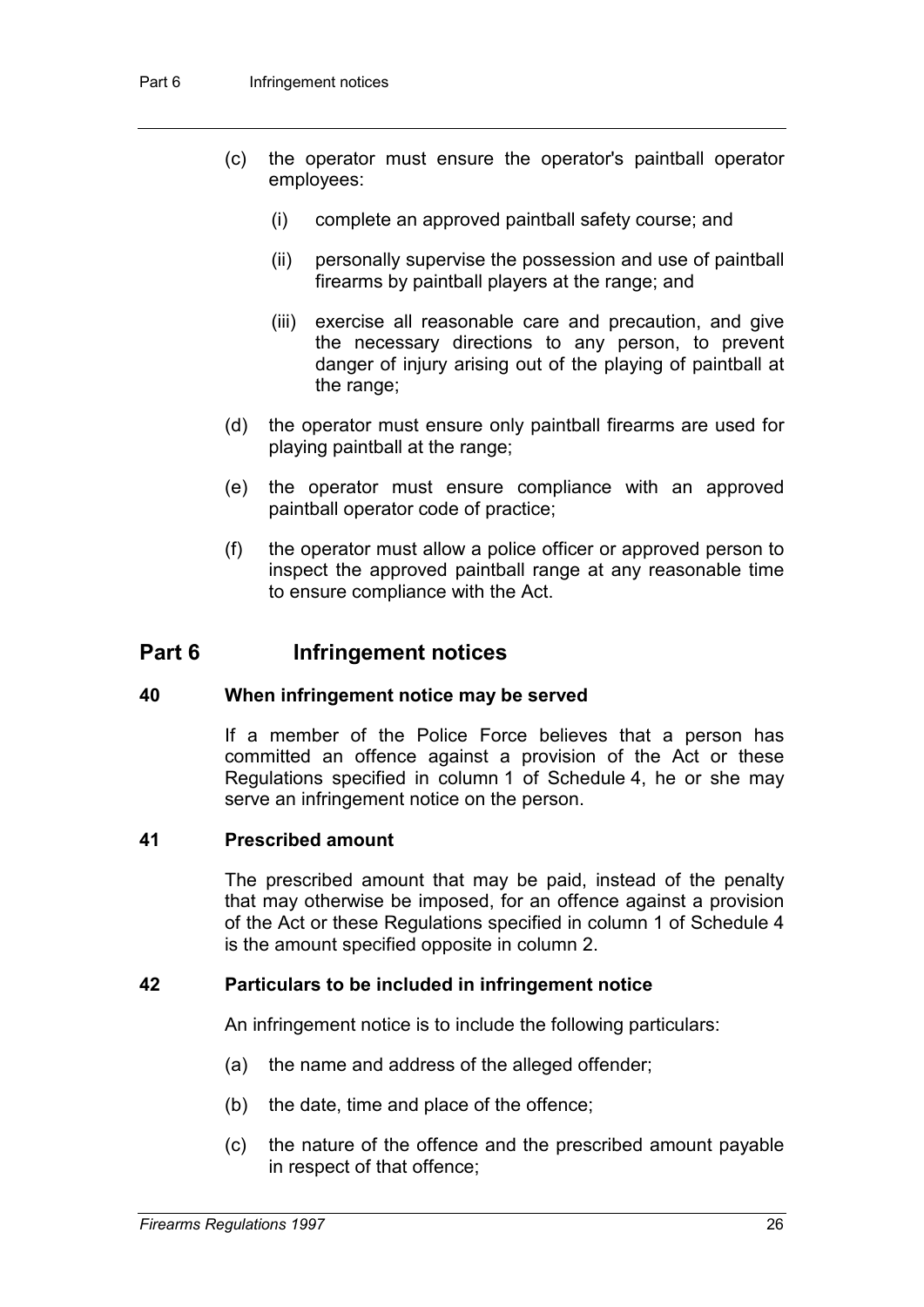(c) the operator must ensure the operator's paintball operator employees:

   (i) complete an approved paintball safety course; and

   (ii) personally supervise the possession and use of paintball firearms by paintball players at the range; and

   (iii) exercise all reasonable care and precaution, and give the necessary directions to any person, to prevent danger of injury arising out of the playing of paintball at the range;

(d) the operator must ensure only paintball firearms are used for playing paintball at the range;

(e) the operator must ensure compliance with an approved paintball operator code of practice;

(f) the operator must allow a police officer or approved person to inspect the approved paintball range at any reasonable time to ensure compliance with the Act.

## Part 6 Infringement notices

### 40 When infringement notice may be served

If a member of the Police Force believes that a person has committed an offence against a provision of the Act or these Regulations specified in column 1 of Schedule 4, he or she may serve an infringement notice on the person.

### 41 Prescribed amount

The prescribed amount that may be paid, instead of the penalty that may otherwise be imposed, for an offence against a provision of the Act or these Regulations specified in column 1 of Schedule 4 is the amount specified opposite in column 2.

### 42 Particulars to be included in infringement notice

An infringement notice is to include the following particulars:

(a) the name and address of the alleged offender;

(b) the date, time and place of the offence;

(c) the nature of the offence and the prescribed amount payable in respect of that offence;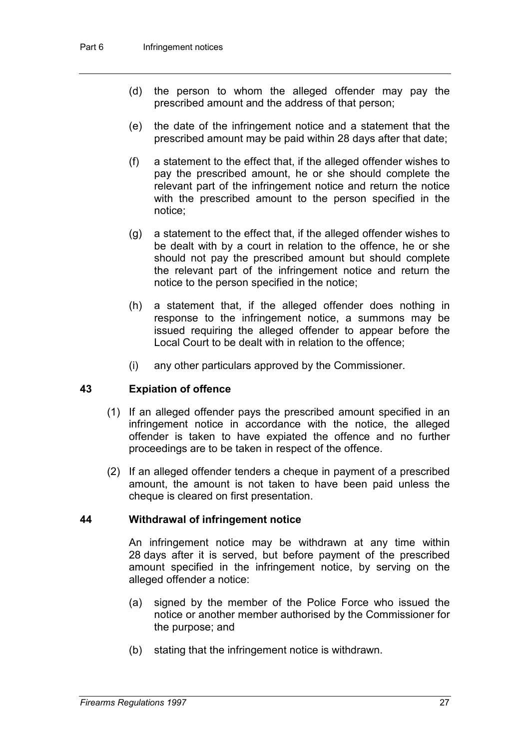(d) the person to whom the alleged offender may pay the prescribed amount and the address of that person;

(e) the date of the infringement notice and a statement that the prescribed amount may be paid within 28 days after that date;

(f) a statement to the effect that, if the alleged offender wishes to pay the prescribed amount, he or she should complete the relevant part of the infringement notice and return the notice with the prescribed amount to the person specified in the notice;

(g) a statement to the effect that, if the alleged offender wishes to be dealt with by a court in relation to the offence, he or she should not pay the prescribed amount but should complete the relevant part of the infringement notice and return the notice to the person specified in the notice;

(h) a statement that, if the alleged offender does nothing in response to the infringement notice, a summons may be issued requiring the alleged offender to appear before the Local Court to be dealt with in relation to the offence;

(i) any other particulars approved by the Commissioner.

### 43 Expiation of offence

(1) If an alleged offender pays the prescribed amount specified in an infringement notice in accordance with the notice, the alleged offender is taken to have expiated the offence and no further proceedings are to be taken in respect of the offence.

(2) If an alleged offender tenders a cheque in payment of a prescribed amount, the amount is not taken to have been paid unless the cheque is cleared on first presentation.

### 44 Withdrawal of infringement notice

An infringement notice may be withdrawn at any time within 28 days after it is served, but before payment of the prescribed amount specified in the infringement notice, by serving on the alleged offender a notice:

(a) signed by the member of the Police Force who issued the notice or another member authorised by the Commissioner for the purpose; and

(b) stating that the infringement notice is withdrawn.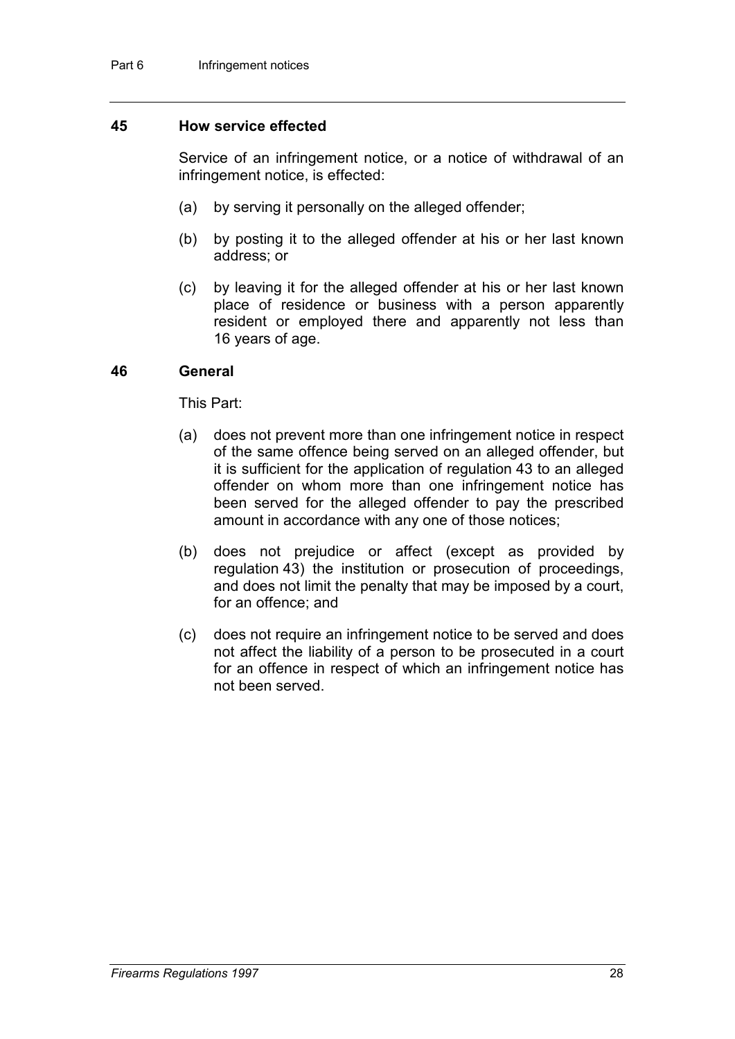## 45 How service effected

Service of an infringement notice, or a notice of withdrawal of an infringement notice, is effected:

(a) by serving it personally on the alleged offender;

(b) by posting it to the alleged offender at his or her last known address; or

(c) by leaving it for the alleged offender at his or her last known place of residence or business with a person apparently resident or employed there and apparently not less than 16 years of age.

## 46 General

This Part:

(a) does not prevent more than one infringement notice in respect of the same offence being served on an alleged offender, but it is sufficient for the application of regulation 43 to an alleged offender on whom more than one infringement notice has been served for the alleged offender to pay the prescribed amount in accordance with any one of those notices;

(b) does not prejudice or affect (except as provided by regulation 43) the institution or prosecution of proceedings, and does not limit the penalty that may be imposed by a court, for an offence; and

(c) does not require an infringement notice to be served and does not affect the liability of a person to be prosecuted in a court for an offence in respect of which an infringement notice has not been served.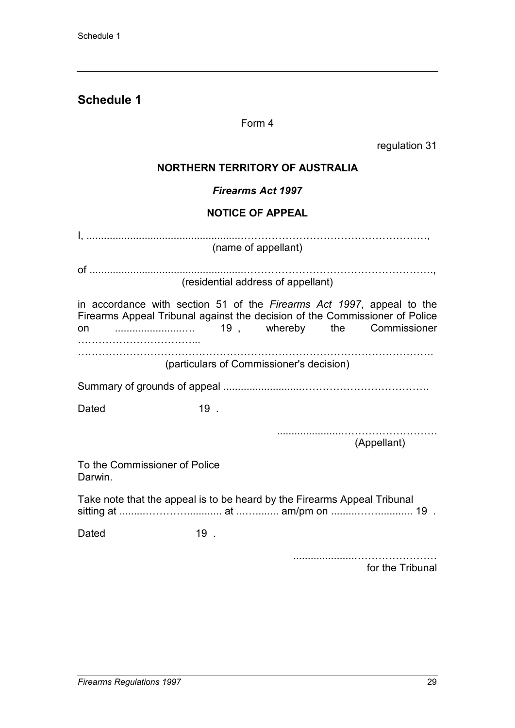## Schedule 1

Form 4

regulation 31

**NORTHERN TERRITORY OF AUSTRALIA**

***Firearms Act 1997***

**NOTICE OF APPEAL**

I, ......................................................……………………………………………,
(name of appellant)

of ......................................................…………………………………………….,
(residential address of appellant)

in accordance with section 51 of the *Firearms Act 1997*, appeal to the Firearms Appeal Tribunal against the decision of the Commissioner of Police on ...........................…. 19 , whereby the Commissioner ……………………………...
……………………………………………………………………………………….
(particulars of Commissioner's decision)

Summary of grounds of appeal ............................…………………………….

Dated 19 .

.....................………………………
(Appellant)

To the Commissioner of Police
Darwin.

Take note that the appeal is to be heard by the Firearms Appeal Tribunal sitting at .........……….............. at ...…........ am/pm on .........…….......... 19 .

Dated 19 .

.....................…………………
for the Tribunal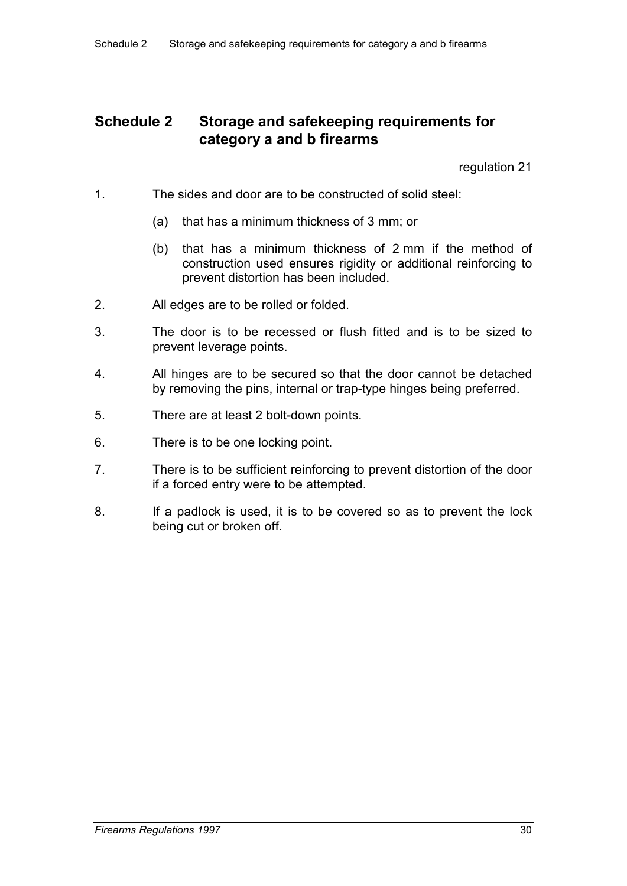## Schedule 2 Storage and safekeeping requirements for category a and b firearms

regulation 21

1. The sides and door are to be constructed of solid steel:

   (a) that has a minimum thickness of 3 mm; or

   (b) that has a minimum thickness of 2 mm if the method of construction used ensures rigidity or additional reinforcing to prevent distortion has been included.

2. All edges are to be rolled or folded.

3. The door is to be recessed or flush fitted and is to be sized to prevent leverage points.

4. All hinges are to be secured so that the door cannot be detached by removing the pins, internal or trap-type hinges being preferred.

5. There are at least 2 bolt-down points.

6. There is to be one locking point.

7. There is to be sufficient reinforcing to prevent distortion of the door if a forced entry were to be attempted.

8. If a padlock is used, it is to be covered so as to prevent the lock being cut or broken off.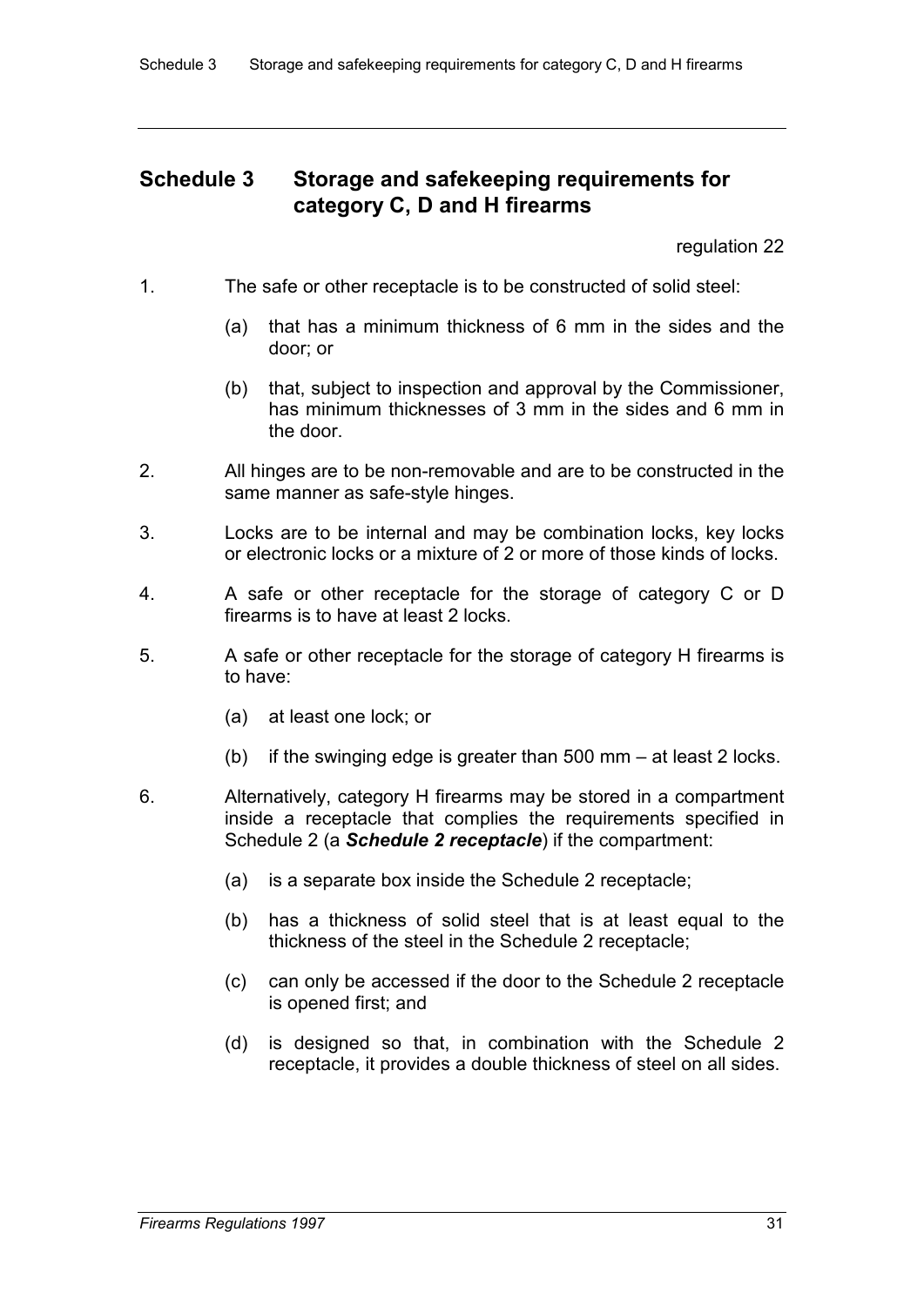## Schedule 3 Storage and safekeeping requirements for category C, D and H firearms

regulation 22

1. The safe or other receptacle is to be constructed of solid steel:

   (a) that has a minimum thickness of 6 mm in the sides and the door; or

   (b) that, subject to inspection and approval by the Commissioner, has minimum thicknesses of 3 mm in the sides and 6 mm in the door.

2. All hinges are to be non-removable and are to be constructed in the same manner as safe-style hinges.

3. Locks are to be internal and may be combination locks, key locks or electronic locks or a mixture of 2 or more of those kinds of locks.

4. A safe or other receptacle for the storage of category C or D firearms is to have at least 2 locks.

5. A safe or other receptacle for the storage of category H firearms is to have:

   (a) at least one lock; or

   (b) if the swinging edge is greater than 500 mm – at least 2 locks.

6. Alternatively, category H firearms may be stored in a compartment inside a receptacle that complies the requirements specified in Schedule 2 (a ***Schedule 2 receptacle***) if the compartment:

   (a) is a separate box inside the Schedule 2 receptacle;

   (b) has a thickness of solid steel that is at least equal to the thickness of the steel in the Schedule 2 receptacle;

   (c) can only be accessed if the door to the Schedule 2 receptacle is opened first; and

   (d) is designed so that, in combination with the Schedule 2 receptacle, it provides a double thickness of steel on all sides.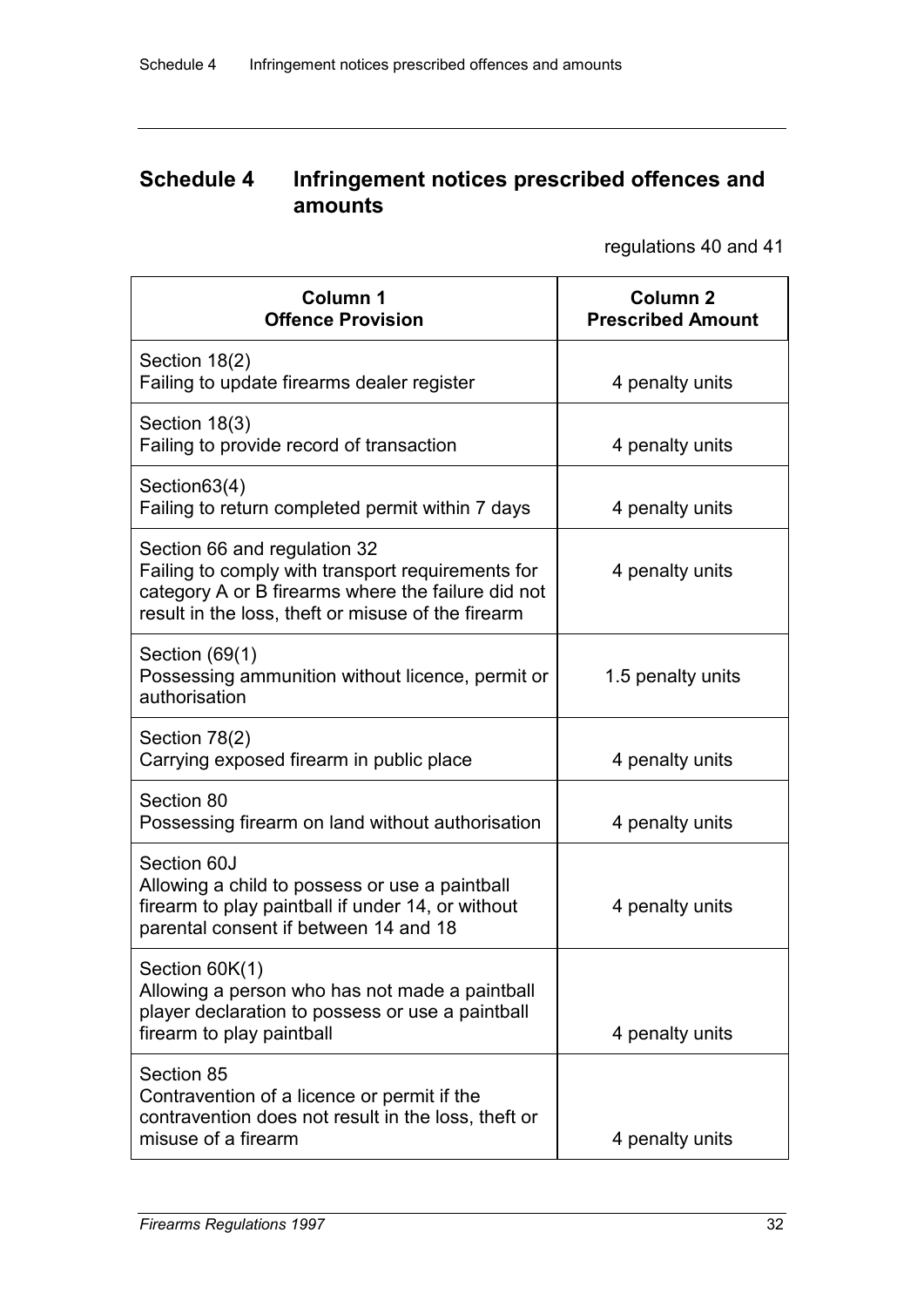# Schedule 4 Infringement notices prescribed offences and amounts

regulations 40 and 41

| Column 1<br>Offence Provision | Column 2<br>Prescribed Amount |
|---|---|
| Section 18(2)<br>Failing to update firearms dealer register | 4 penalty units |
| Section 18(3)<br>Failing to provide record of transaction | 4 penalty units |
| Section63(4)<br>Failing to return completed permit within 7 days | 4 penalty units |
| Section 66 and regulation 32<br>Failing to comply with transport requirements for category A or B firearms where the failure did not result in the loss, theft or misuse of the firearm | 4 penalty units |
| Section (69(1)<br>Possessing ammunition without licence, permit or authorisation | 1.5 penalty units |
| Section 78(2)<br>Carrying exposed firearm in public place | 4 penalty units |
| Section 80<br>Possessing firearm on land without authorisation | 4 penalty units |
| Section 60J<br>Allowing a child to possess or use a paintball firearm to play paintball if under 14, or without parental consent if between 14 and 18 | 4 penalty units |
| Section 60K(1)<br>Allowing a person who has not made a paintball player declaration to possess or use a paintball firearm to play paintball | 4 penalty units |
| Section 85<br>Contravention of a licence or permit if the contravention does not result in the loss, theft or misuse of a firearm | 4 penalty units |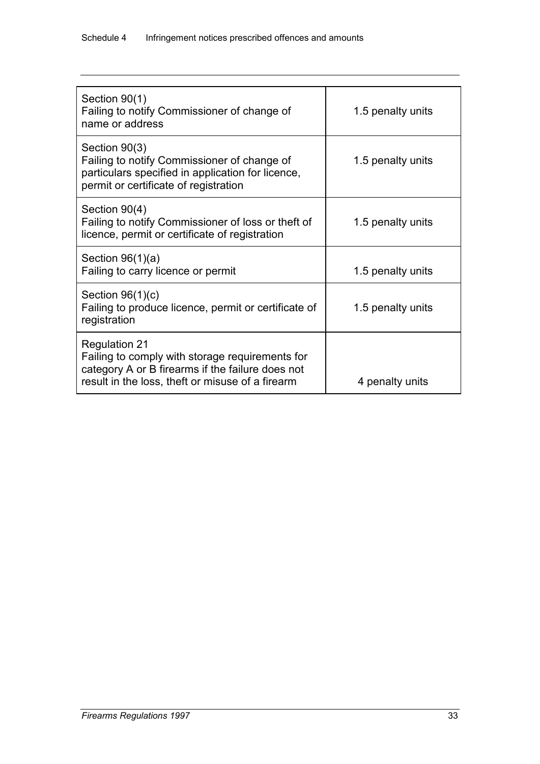| | |
|---|---|
| Section 90(1)<br>Failing to notify Commissioner of change of name or address | 1.5 penalty units |
| Section 90(3)<br>Failing to notify Commissioner of change of particulars specified in application for licence, permit or certificate of registration | 1.5 penalty units |
| Section 90(4)<br>Failing to notify Commissioner of loss or theft of licence, permit or certificate of registration | 1.5 penalty units |
| Section 96(1)(a)<br>Failing to carry licence or permit | 1.5 penalty units |
| Section 96(1)(c)<br>Failing to produce licence, permit or certificate of registration | 1.5 penalty units |
| Regulation 21<br>Failing to comply with storage requirements for category A or B firearms if the failure does not result in the loss, theft or misuse of a firearm | 4 penalty units |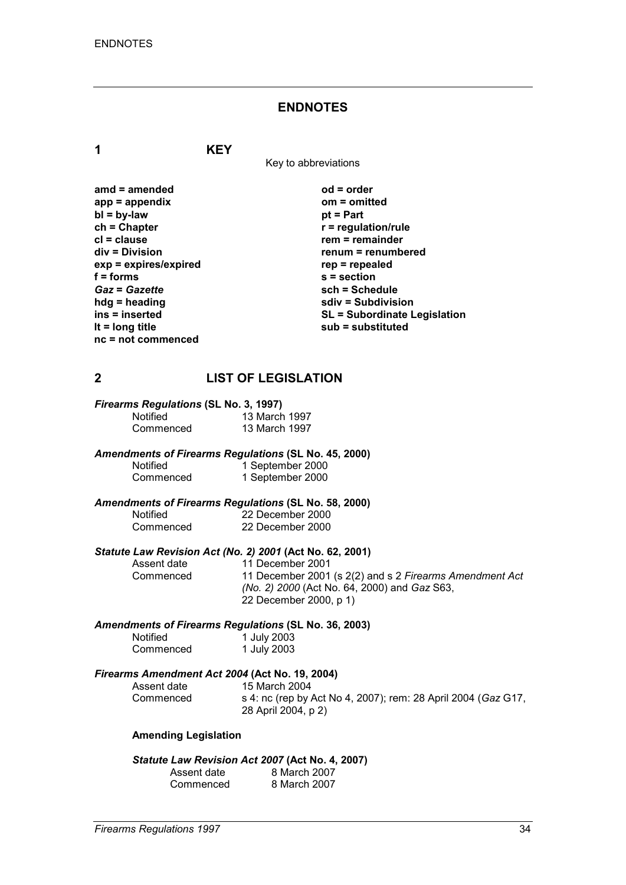## ENDNOTES

### 1 KEY

Key to abbreviations

| | |
|---|---|
| **amd = amended** | **od = order** |
| **app = appendix** | **om = omitted** |
| **bl = by-law** | **pt = Part** |
| **ch = Chapter** | **r = regulation/rule** |
| **cl = clause** | **rem = remainder** |
| **div = Division** | **renum = renumbered** |
| **exp = expires/expired** | **rep = repealed** |
| **f = forms** | **s = section** |
| ***Gaz* = *Gazette*** | **sch = Schedule** |
| **hdg = heading** | **sdiv = Subdivision** |
| **ins = inserted** | **SL = Subordinate Legislation** |
| **lt = long title** | **sub = substituted** |
| **nc = not commenced** | |

### 2 LIST OF LEGISLATION

***Firearms Regulations* (SL No. 3, 1997)**

| | |
|---|---|
| Notified | 13 March 1997 |
| Commenced | 13 March 1997 |

***Amendments of Firearms Regulations* (SL No. 45, 2000)**

| | |
|---|---|
| Notified | 1 September 2000 |
| Commenced | 1 September 2000 |

***Amendments of Firearms Regulations* (SL No. 58, 2000)**

| | |
|---|---|
| Notified | 22 December 2000 |
| Commenced | 22 December 2000 |

***Statute Law Revision Act (No. 2) 2001* (Act No. 62, 2001)**

| | |
|---|---|
| Assent date | 11 December 2001 |
| Commenced | 11 December 2001 (s 2(2) and s 2 *Firearms Amendment Act (No. 2) 2000* (Act No. 64, 2000) and *Gaz* S63, 22 December 2000, p 1) |

***Amendments of Firearms Regulations* (SL No. 36, 2003)**

| | |
|---|---|
| Notified | 1 July 2003 |
| Commenced | 1 July 2003 |

***Firearms Amendment Act 2004* (Act No. 19, 2004)**

| | |
|---|---|
| Assent date | 15 March 2004 |
| Commenced | s 4: nc (rep by Act No 4, 2007); rem: 28 April 2004 (*Gaz* G17, 28 April 2004, p 2) |

**Amending Legislation**

***Statute Law Revision Act 2007* (Act No. 4, 2007)**

| | |
|---|---|
| Assent date | 8 March 2007 |
| Commenced | 8 March 2007 |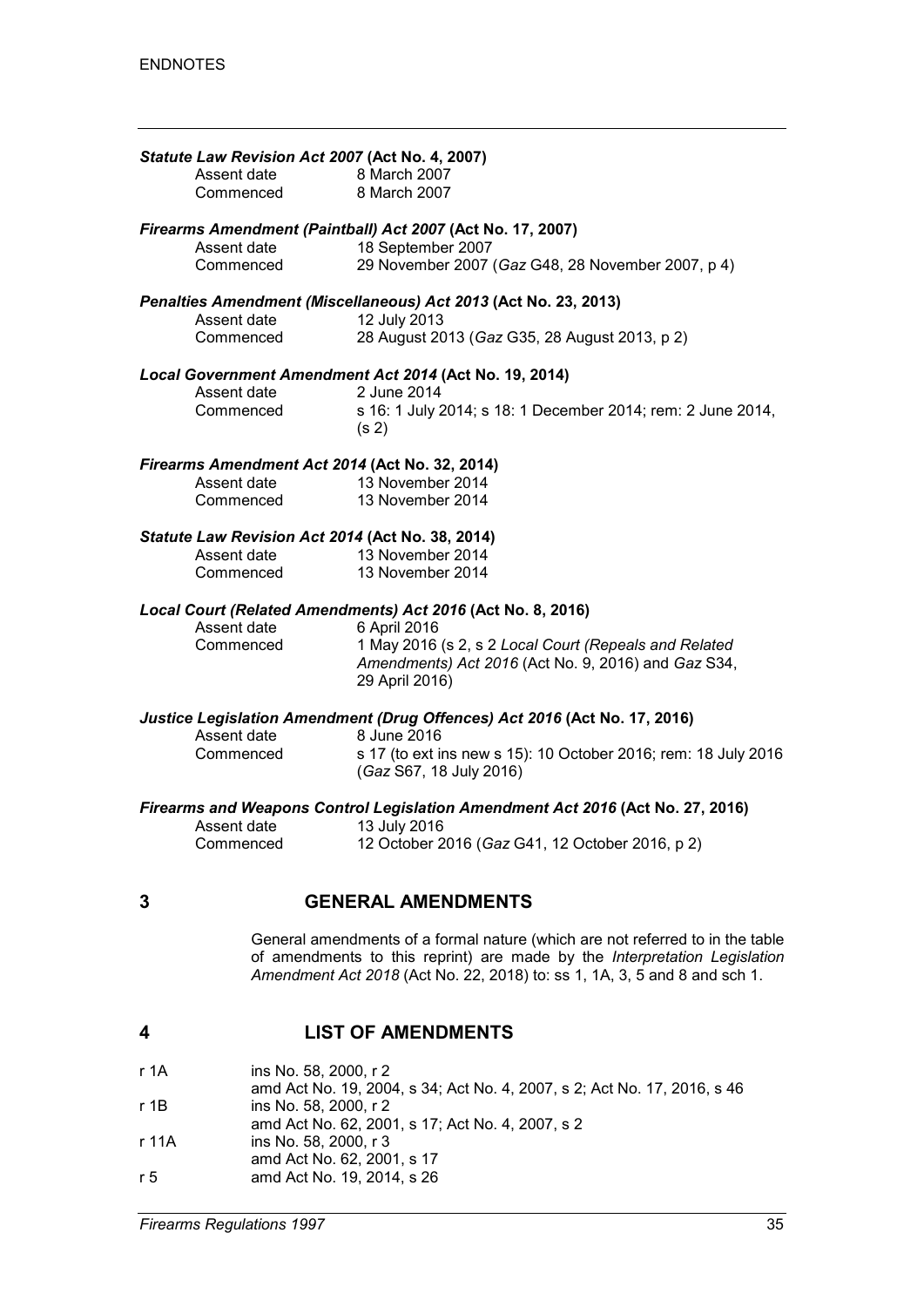***Statute Law Revision Act 2007* (Act No. 4, 2007)**

| | |
|---|---|
| Assent date | 8 March 2007 |
| Commenced | 8 March 2007 |

***Firearms Amendment (Paintball) Act 2007* (Act No. 17, 2007)**

| | |
|---|---|
| Assent date | 18 September 2007 |
| Commenced | 29 November 2007 (*Gaz* G48, 28 November 2007, p 4) |

***Penalties Amendment (Miscellaneous) Act 2013* (Act No. 23, 2013)**

| | |
|---|---|
| Assent date | 12 July 2013 |
| Commenced | 28 August 2013 (*Gaz* G35, 28 August 2013, p 2) |

***Local Government Amendment Act 2014* (Act No. 19, 2014)**

| | |
|---|---|
| Assent date | 2 June 2014 |
| Commenced | s 16: 1 July 2014; s 18: 1 December 2014; rem: 2 June 2014, (s 2) |

***Firearms Amendment Act 2014* (Act No. 32, 2014)**

| | |
|---|---|
| Assent date | 13 November 2014 |
| Commenced | 13 November 2014 |

***Statute Law Revision Act 2014* (Act No. 38, 2014)**

| | |
|---|---|
| Assent date | 13 November 2014 |
| Commenced | 13 November 2014 |

***Local Court (Related Amendments) Act 2016* (Act No. 8, 2016)**

| | |
|---|---|
| Assent date | 6 April 2016 |
| Commenced | 1 May 2016 (s 2, s 2 *Local Court (Repeals and Related Amendments) Act 2016* (Act No. 9, 2016) and *Gaz* S34, 29 April 2016) |

***Justice Legislation Amendment (Drug Offences) Act 2016* (Act No. 17, 2016)**

| | |
|---|---|
| Assent date | 8 June 2016 |
| Commenced | s 17 (to ext ins new s 15): 10 October 2016; rem: 18 July 2016 (*Gaz* S67, 18 July 2016) |

***Firearms and Weapons Control Legislation Amendment Act 2016* (Act No. 27, 2016)**

| | |
|---|---|
| Assent date | 13 July 2016 |
| Commenced | 12 October 2016 (*Gaz* G41, 12 October 2016, p 2) |

## 3 GENERAL AMENDMENTS

General amendments of a formal nature (which are not referred to in the table of amendments to this reprint) are made by the *Interpretation Legislation Amendment Act 2018* (Act No. 22, 2018) to: ss 1, 1A, 3, 5 and 8 and sch 1.

## 4 LIST OF AMENDMENTS

| | |
|---|---|
| r 1A | ins No. 58, 2000, r 2 |
| | amd Act No. 19, 2004, s 34; Act No. 4, 2007, s 2; Act No. 17, 2016, s 46 |
| r 1B | ins No. 58, 2000, r 2 |
| | amd Act No. 62, 2001, s 17; Act No. 4, 2007, s 2 |
| r 11A | ins No. 58, 2000, r 3 |
| | amd Act No. 62, 2001, s 17 |
| r 5 | amd Act No. 19, 2014, s 26 |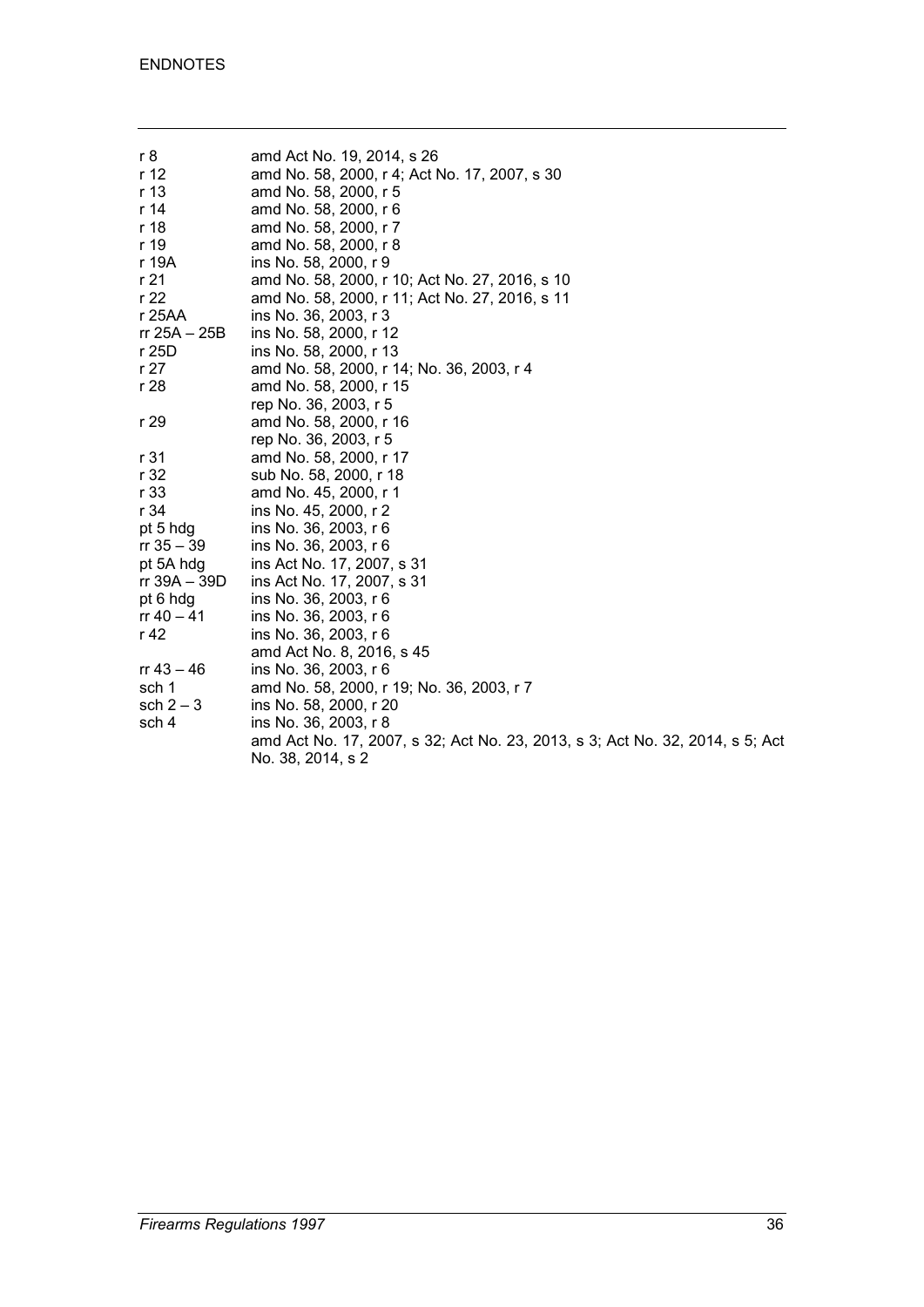| | |
|---|---|
| r 8 | amd Act No. 19, 2014, s 26 |
| r 12 | amd No. 58, 2000, r 4; Act No. 17, 2007, s 30 |
| r 13 | amd No. 58, 2000, r 5 |
| r 14 | amd No. 58, 2000, r 6 |
| r 18 | amd No. 58, 2000, r 7 |
| r 19 | amd No. 58, 2000, r 8 |
| r 19A | ins No. 58, 2000, r 9 |
| r 21 | amd No. 58, 2000, r 10; Act No. 27, 2016, s 10 |
| r 22 | amd No. 58, 2000, r 11; Act No. 27, 2016, s 11 |
| r 25AA | ins No. 36, 2003, r 3 |
| rr 25A – 25B | ins No. 58, 2000, r 12 |
| r 25D | ins No. 58, 2000, r 13 |
| r 27 | amd No. 58, 2000, r 14; No. 36, 2003, r 4 |
| r 28 | amd No. 58, 2000, r 15 |
| | rep No. 36, 2003, r 5 |
| r 29 | amd No. 58, 2000, r 16 |
| | rep No. 36, 2003, r 5 |
| r 31 | amd No. 58, 2000, r 17 |
| r 32 | sub No. 58, 2000, r 18 |
| r 33 | amd No. 45, 2000, r 1 |
| r 34 | ins No. 45, 2000, r 2 |
| pt 5 hdg | ins No. 36, 2003, r 6 |
| rr 35 – 39 | ins No. 36, 2003, r 6 |
| pt 5A hdg | ins Act No. 17, 2007, s 31 |
| rr 39A – 39D | ins Act No. 17, 2007, s 31 |
| pt 6 hdg | ins No. 36, 2003, r 6 |
| rr 40 – 41 | ins No. 36, 2003, r 6 |
| r 42 | ins No. 36, 2003, r 6 |
| | amd Act No. 8, 2016, s 45 |
| rr 43 – 46 | ins No. 36, 2003, r 6 |
| sch 1 | amd No. 58, 2000, r 19; No. 36, 2003, r 7 |
| sch 2 – 3 | ins No. 58, 2000, r 20 |
| sch 4 | ins No. 36, 2003, r 8 |
| | amd Act No. 17, 2007, s 32; Act No. 23, 2013, s 3; Act No. 32, 2014, s 5; Act No. 38, 2014, s 2 |